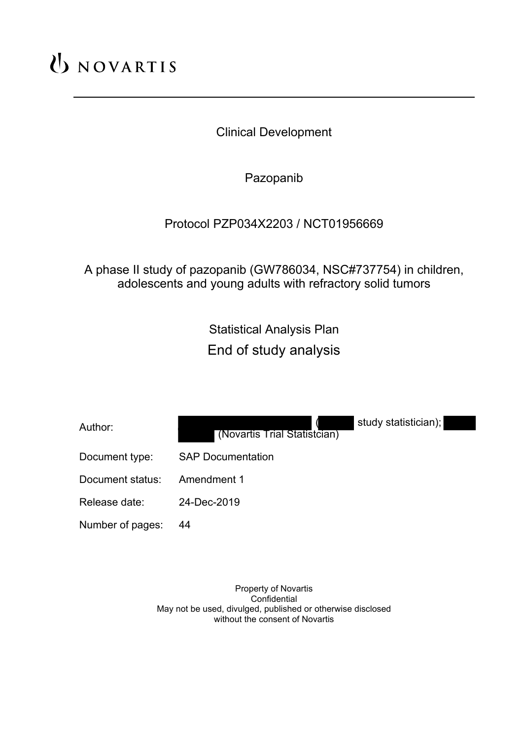NOVARTIS

---

Clinical Development

Pazopanib

Protocol PZP034X2203 / NCT01956669

A phase II study of pazopanib (GW786034, NSC#737754) in children, adolescents and young adults with refractory solid tumors

Statistical Analysis Plan

End of study analysis

| | |
|---|---|
| Author: | ( study statistician); (Novartis Trial Statistcian) |
| Document type: | SAP Documentation |
| Document status: | Amendment 1 |
| Release date: | 24-Dec-2019 |
| Number of pages: | 44 |

Property of Novartis
Confidential
May not be used, divulged, published or otherwise disclosed
without the consent of Novartis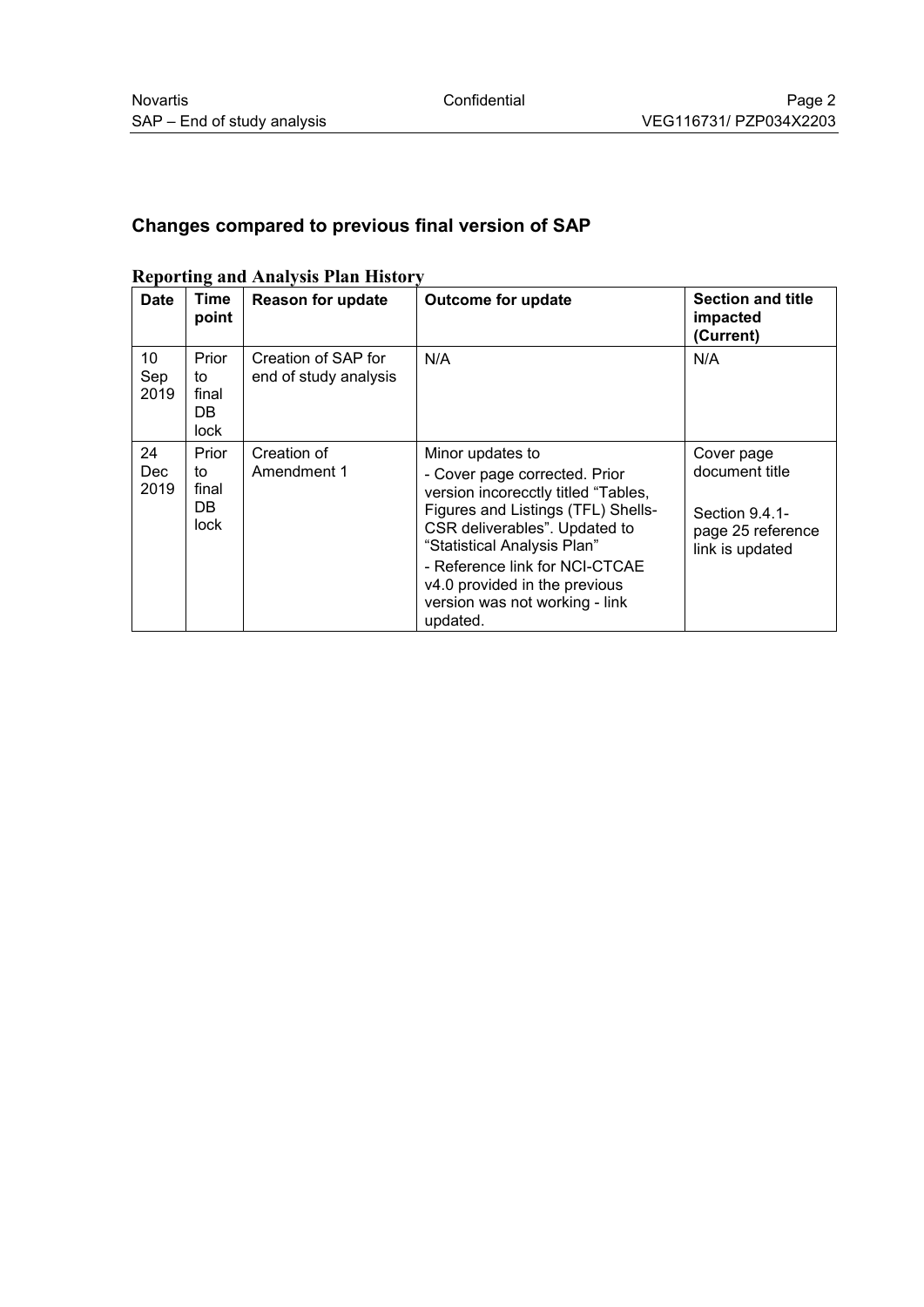## Changes compared to previous final version of SAP

### Reporting and Analysis Plan History

| Date | Time point | Reason for update | Outcome for update | Section and title impacted (Current) |
|---|---|---|---|---|
| 10 Sep 2019 | Prior to final DB lock | Creation of SAP for end of study analysis | N/A | N/A |
| 24 Dec 2019 | Prior to final DB lock | Creation of Amendment 1 | Minor updates to<br>- Cover page corrected. Prior version incorecctly titled "Tables, Figures and Listings (TFL) Shells-CSR deliverables". Updated to "Statistical Analysis Plan"<br>- Reference link for NCI-CTCAE v4.0 provided in the previous version was not working - link updated. | Cover page document title<br><br>Section 9.4.1-page 25 reference link is updated |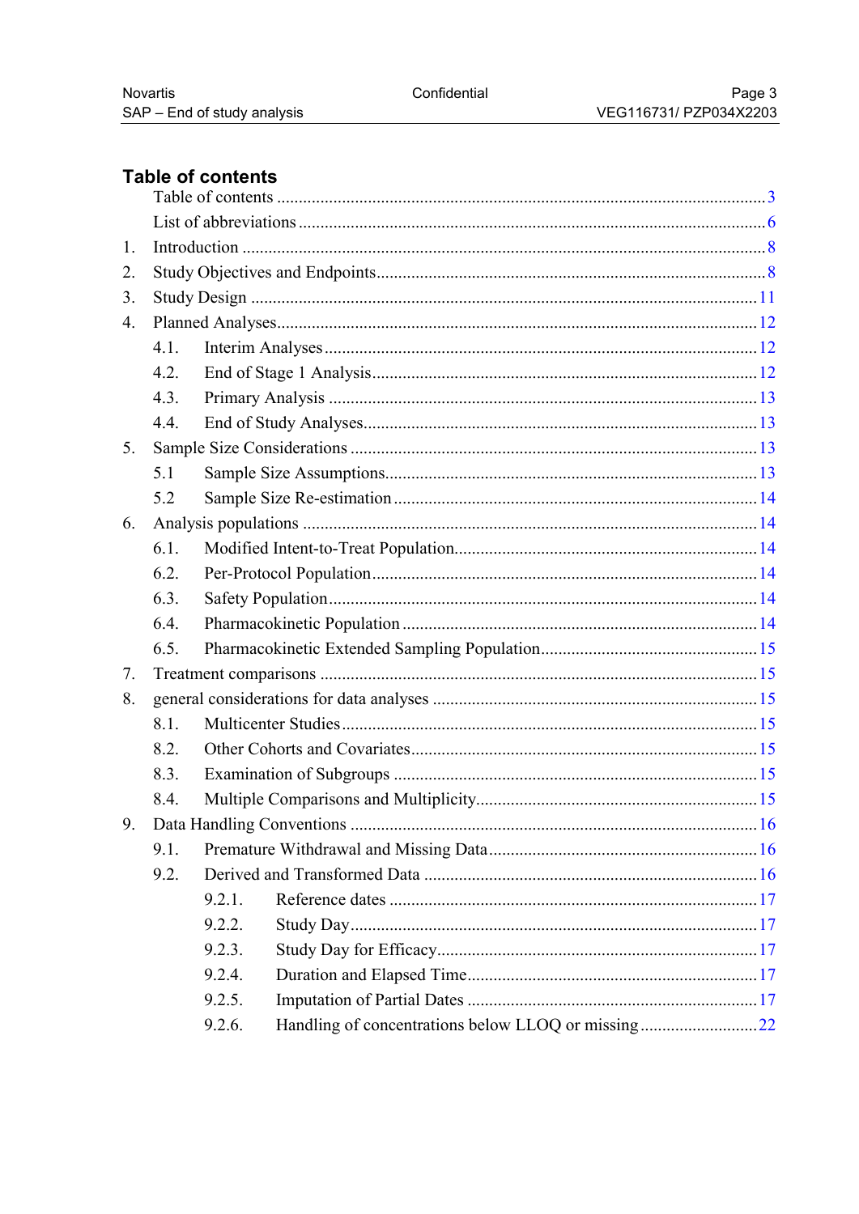## Table of contents

Table of contents ....................................................................................................... 3

List of abbreviations .................................................................................................. 6

1. Introduction ............................................................................................................ 8
2. Study Objectives and Endpoints .............................................................................. 8
3. Study Design ......................................................................................................... 11
4. Planned Analyses ................................................................................................... 12
   - 4.1. Interim Analyses ............................................................................................ 12
   - 4.2. End of Stage 1 Analysis .................................................................................. 12
   - 4.3. Primary Analysis ........................................................................................... 13
   - 4.4. End of Study Analyses .................................................................................... 13
5. Sample Size Considerations ................................................................................... 13
   - 5.1 Sample Size Assumptions ................................................................................. 13
   - 5.2 Sample Size Re-estimation ............................................................................... 14
6. Analysis populations ............................................................................................. 14
   - 6.1. Modified Intent-to-Treat Population ................................................................. 14
   - 6.2. Per-Protocol Population ................................................................................... 14
   - 6.3. Safety Population ............................................................................................ 14
   - 6.4. Pharmacokinetic Population ............................................................................ 14
   - 6.5. Pharmacokinetic Extended Sampling Population ............................................... 15
7. Treatment comparisons ......................................................................................... 15
8. general considerations for data analyses ................................................................ 15
   - 8.1. Multicenter Studies ......................................................................................... 15
   - 8.2. Other Cohorts and Covariates .......................................................................... 15
   - 8.3. Examination of Subgroups .............................................................................. 15
   - 8.4. Multiple Comparisons and Multiplicity ............................................................. 15
9. Data Handling Conventions ................................................................................... 16
   - 9.1. Premature Withdrawal and Missing Data .......................................................... 16
   - 9.2. Derived and Transformed Data ........................................................................ 16
     - 9.2.1. Reference dates ......................................................................................... 17
     - 9.2.2. Study Day ................................................................................................. 17
     - 9.2.3. Study Day for Efficacy .............................................................................. 17
     - 9.2.4. Duration and Elapsed Time ....................................................................... 17
     - 9.2.5. Imputation of Partial Dates ....................................................................... 17
     - 9.2.6. Handling of concentrations below LLOQ or missing .................................... 22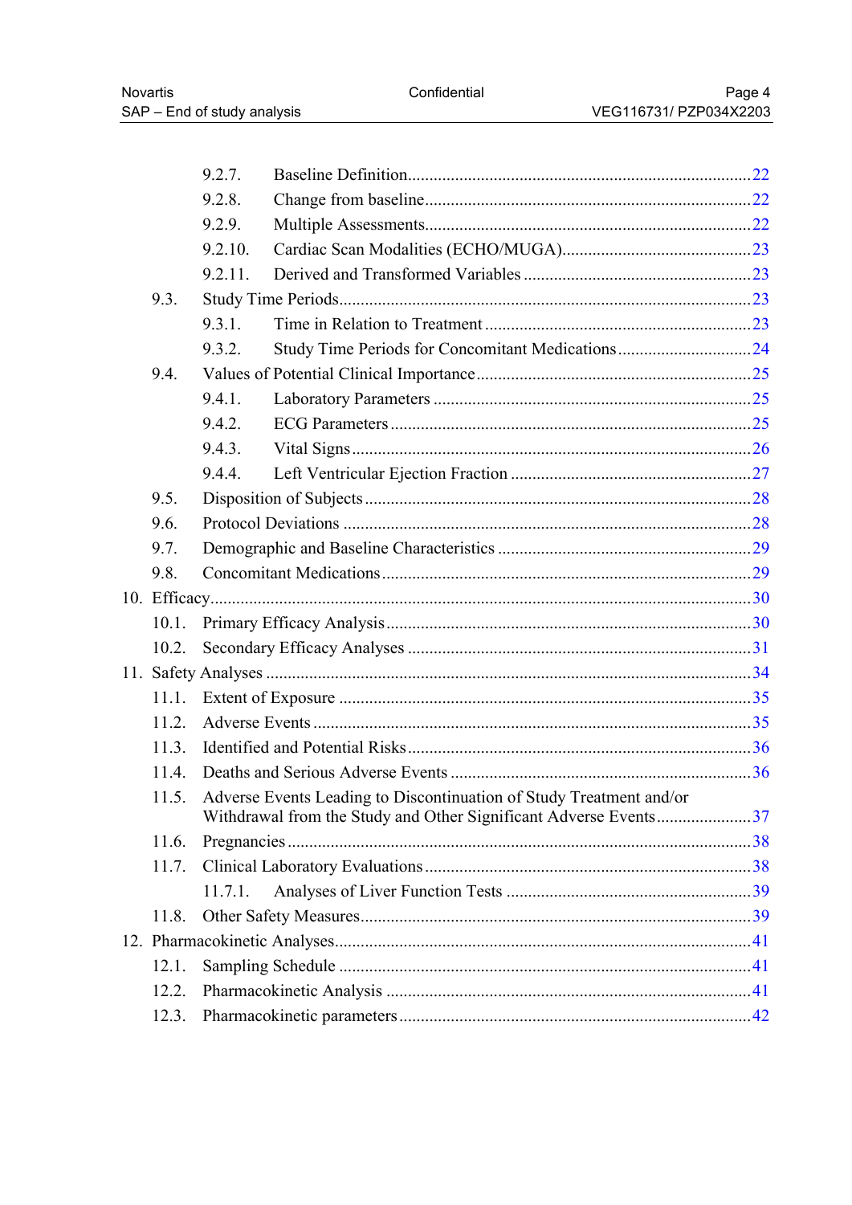9.2.7. Baseline Definition ..... 22

9.2.8. Change from baseline ..... 22

9.2.9. Multiple Assessments ..... 22

9.2.10. Cardiac Scan Modalities (ECHO/MUGA) ..... 23

9.2.11. Derived and Transformed Variables ..... 23

9.3. Study Time Periods ..... 23

9.3.1. Time in Relation to Treatment ..... 23

9.3.2. Study Time Periods for Concomitant Medications ..... 24

9.4. Values of Potential Clinical Importance ..... 25

9.4.1. Laboratory Parameters ..... 25

9.4.2. ECG Parameters ..... 25

9.4.3. Vital Signs ..... 26

9.4.4. Left Ventricular Ejection Fraction ..... 27

9.5. Disposition of Subjects ..... 28

9.6. Protocol Deviations ..... 28

9.7. Demographic and Baseline Characteristics ..... 29

9.8. Concomitant Medications ..... 29

10. Efficacy ..... 30

10.1. Primary Efficacy Analysis ..... 30

10.2. Secondary Efficacy Analyses ..... 31

11. Safety Analyses ..... 34

11.1. Extent of Exposure ..... 35

11.2. Adverse Events ..... 35

11.3. Identified and Potential Risks ..... 36

11.4. Deaths and Serious Adverse Events ..... 36

11.5. Adverse Events Leading to Discontinuation of Study Treatment and/or Withdrawal from the Study and Other Significant Adverse Events ..... 37

11.6. Pregnancies ..... 38

11.7. Clinical Laboratory Evaluations ..... 38

11.7.1. Analyses of Liver Function Tests ..... 39

11.8. Other Safety Measures ..... 39

12. Pharmacokinetic Analyses ..... 41

12.1. Sampling Schedule ..... 41

12.2. Pharmacokinetic Analysis ..... 41

12.3. Pharmacokinetic parameters ..... 42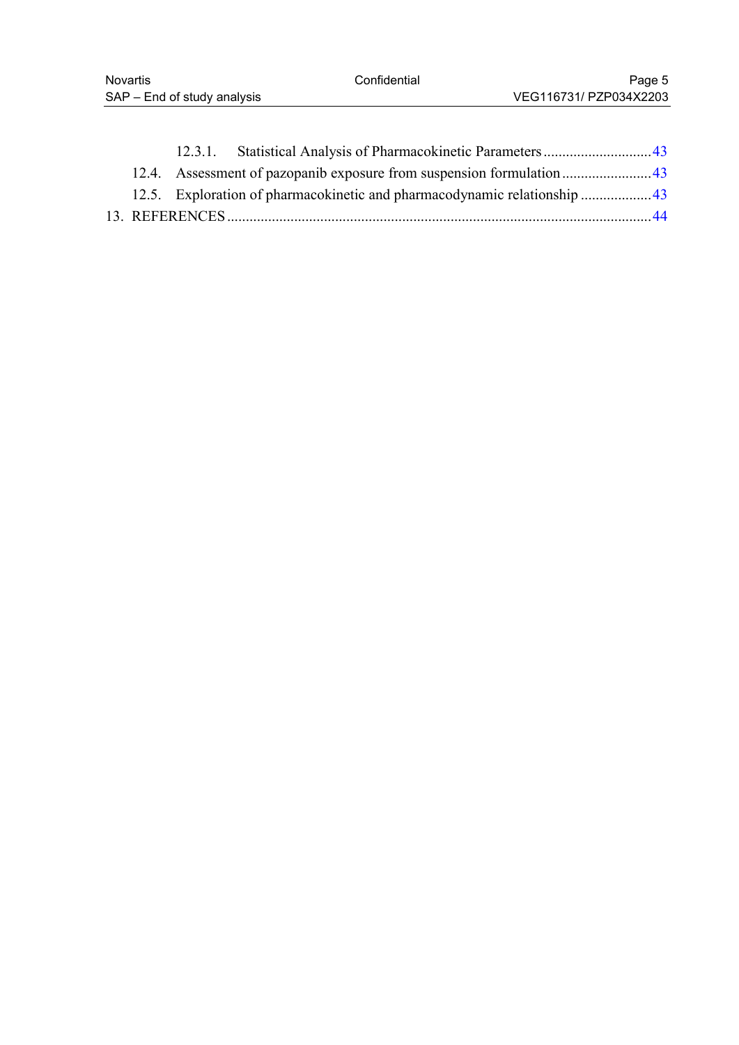12.3.1. Statistical Analysis of Pharmacokinetic Parameters ............................43

12.4. Assessment of pazopanib exposure from suspension formulation ........................43

12.5. Exploration of pharmacokinetic and pharmacodynamic relationship ...................43

13. REFERENCES ...............................................................................................................44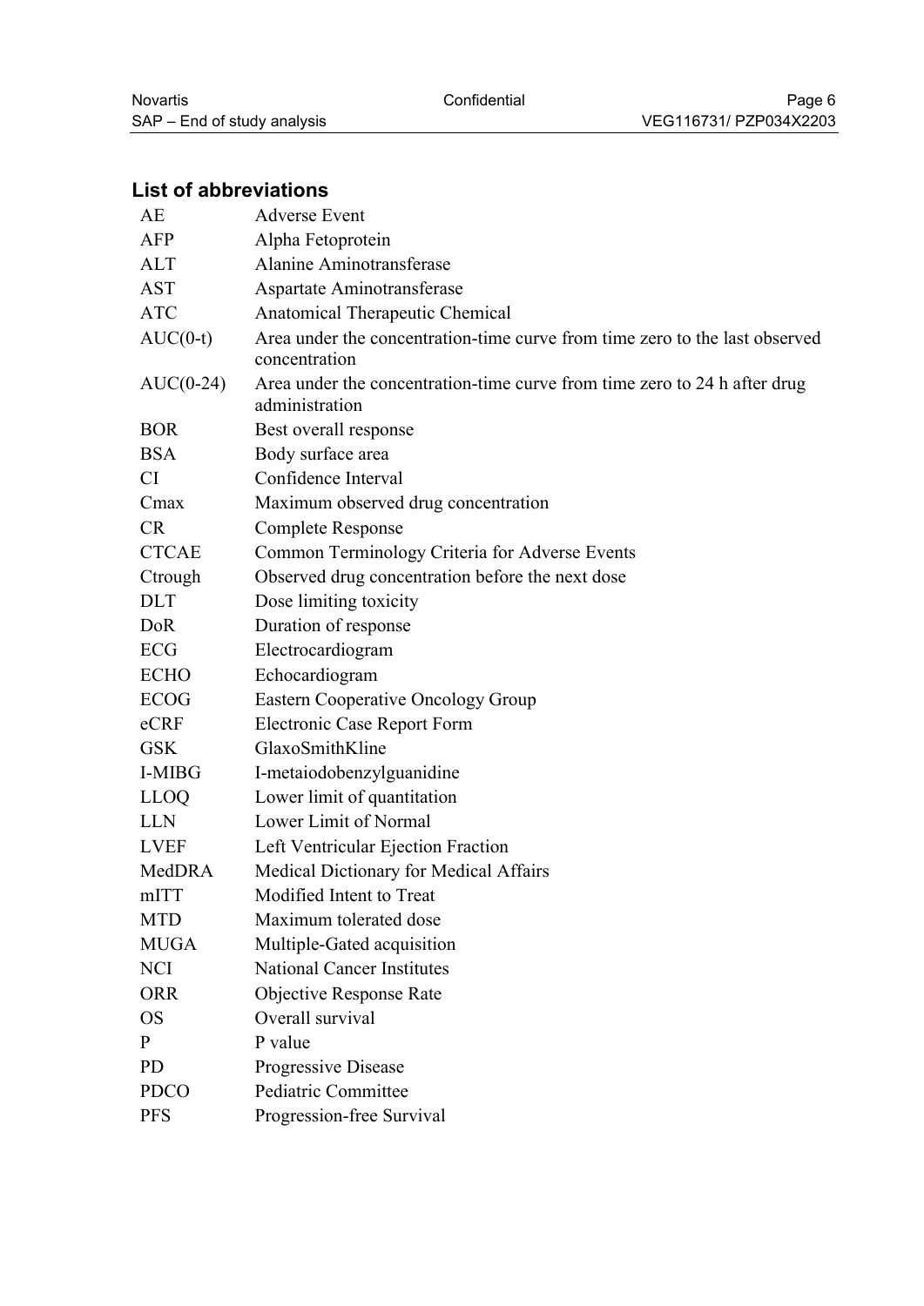## List of abbreviations

| | |
|---|---|
| AE | Adverse Event |
| AFP | Alpha Fetoprotein |
| ALT | Alanine Aminotransferase |
| AST | Aspartate Aminotransferase |
| ATC | Anatomical Therapeutic Chemical |
| AUC(0-t) | Area under the concentration-time curve from time zero to the last observed concentration |
| AUC(0-24) | Area under the concentration-time curve from time zero to 24 h after drug administration |
| BOR | Best overall response |
| BSA | Body surface area |
| CI | Confidence Interval |
| Cmax | Maximum observed drug concentration |
| CR | Complete Response |
| CTCAE | Common Terminology Criteria for Adverse Events |
| Ctrough | Observed drug concentration before the next dose |
| DLT | Dose limiting toxicity |
| DoR | Duration of response |
| ECG | Electrocardiogram |
| ECHO | Echocardiogram |
| ECOG | Eastern Cooperative Oncology Group |
| eCRF | Electronic Case Report Form |
| GSK | GlaxoSmithKline |
| I-MIBG | I-metaiodobenzylguanidine |
| LLOQ | Lower limit of quantitation |
| LLN | Lower Limit of Normal |
| LVEF | Left Ventricular Ejection Fraction |
| MedDRA | Medical Dictionary for Medical Affairs |
| mITT | Modified Intent to Treat |
| MTD | Maximum tolerated dose |
| MUGA | Multiple-Gated acquisition |
| NCI | National Cancer Institutes |
| ORR | Objective Response Rate |
| OS | Overall survival |
| P | P value |
| PD | Progressive Disease |
| PDCO | Pediatric Committee |
| PFS | Progression-free Survival |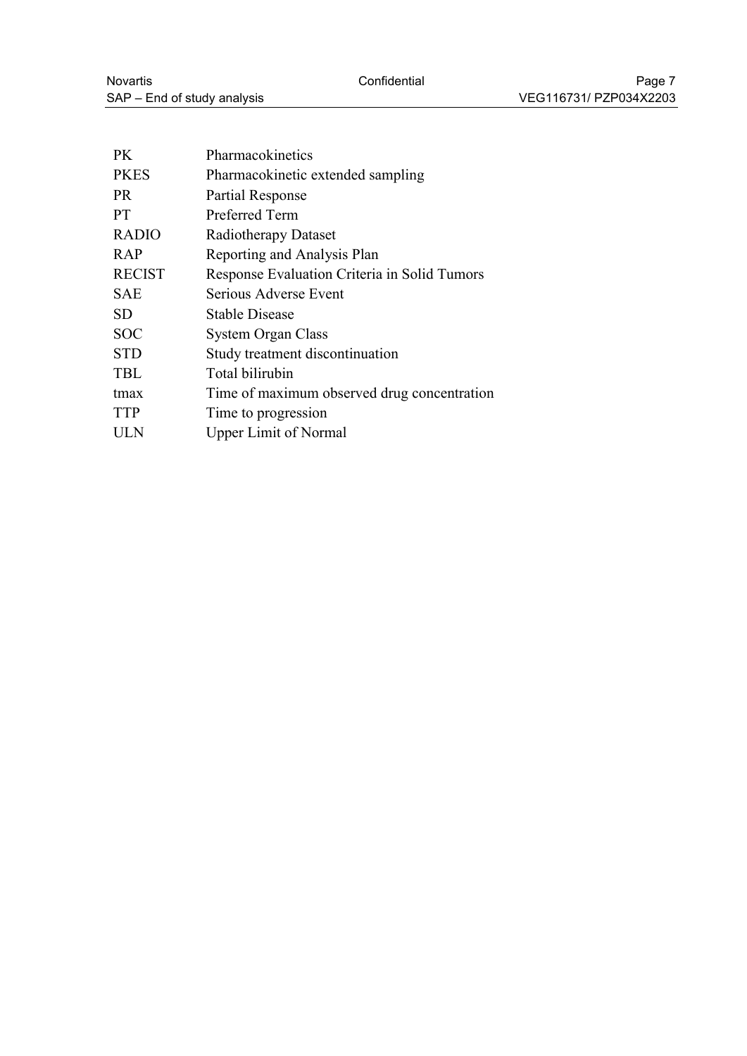| | |
|---|---|
| PK | Pharmacokinetics |
| PKES | Pharmacokinetic extended sampling |
| PR | Partial Response |
| PT | Preferred Term |
| RADIO | Radiotherapy Dataset |
| RAP | Reporting and Analysis Plan |
| RECIST | Response Evaluation Criteria in Solid Tumors |
| SAE | Serious Adverse Event |
| SD | Stable Disease |
| SOC | System Organ Class |
| STD | Study treatment discontinuation |
| TBL | Total bilirubin |
| tmax | Time of maximum observed drug concentration |
| TTP | Time to progression |
| ULN | Upper Limit of Normal |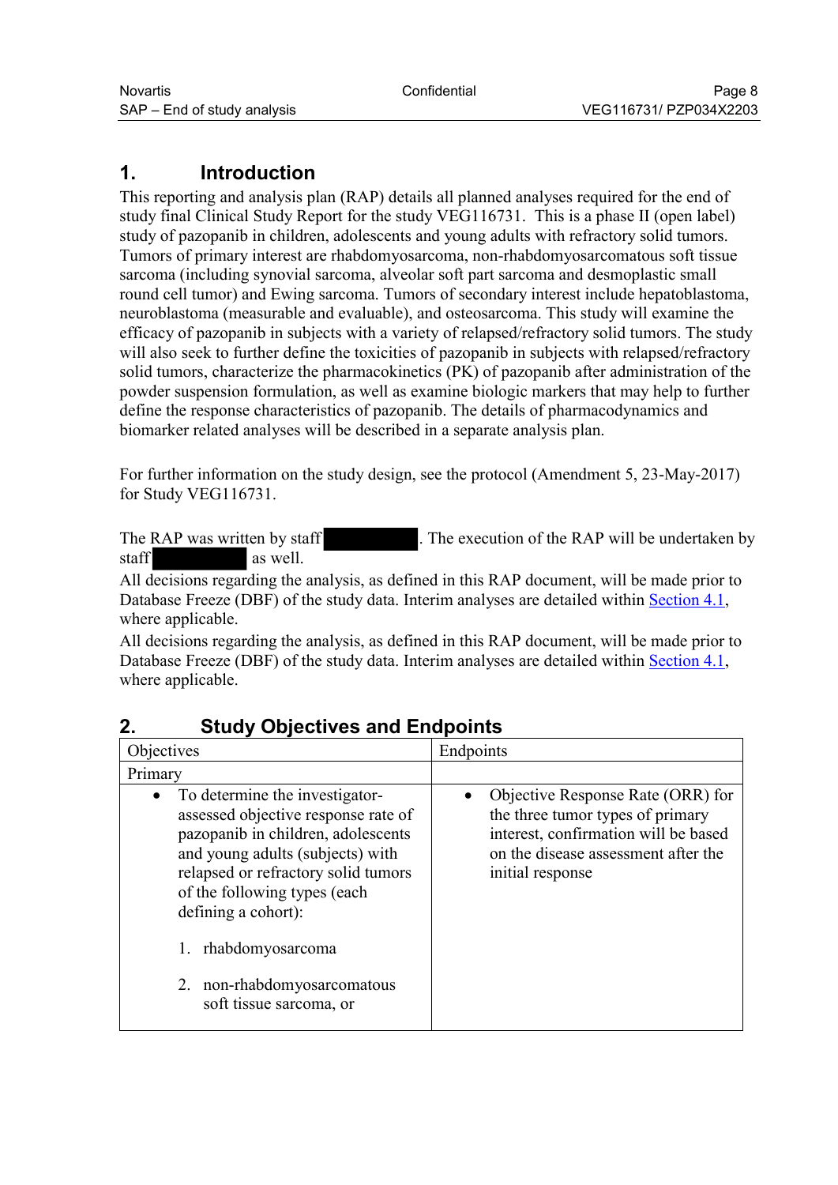# 1. Introduction

This reporting and analysis plan (RAP) details all planned analyses required for the end of study final Clinical Study Report for the study VEG116731. This is a phase II (open label) study of pazopanib in children, adolescents and young adults with refractory solid tumors. Tumors of primary interest are rhabdomyosarcoma, non-rhabdomyosarcomatous soft tissue sarcoma (including synovial sarcoma, alveolar soft part sarcoma and desmoplastic small round cell tumor) and Ewing sarcoma. Tumors of secondary interest include hepatoblastoma, neuroblastoma (measurable and evaluable), and osteosarcoma. This study will examine the efficacy of pazopanib in subjects with a variety of relapsed/refractory solid tumors. The study will also seek to further define the toxicities of pazopanib in subjects with relapsed/refractory solid tumors, characterize the pharmacokinetics (PK) of pazopanib after administration of the powder suspension formulation, as well as examine biologic markers that may help to further define the response characteristics of pazopanib. The details of pharmacodynamics and biomarker related analyses will be described in a separate analysis plan.

For further information on the study design, see the protocol (Amendment 5, 23-May-2017) for Study VEG116731.

The RAP was written by staff ██████. The execution of the RAP will be undertaken by staff ██████ as well.

All decisions regarding the analysis, as defined in this RAP document, will be made prior to Database Freeze (DBF) of the study data. Interim analyses are detailed within Section 4.1, where applicable.

All decisions regarding the analysis, as defined in this RAP document, will be made prior to Database Freeze (DBF) of the study data. Interim analyses are detailed within Section 4.1, where applicable.

# 2. Study Objectives and Endpoints

| Objectives | Endpoints |
|---|---|
| Primary | |
| • To determine the investigator-assessed objective response rate of pazopanib in children, adolescents and young adults (subjects) with relapsed or refractory solid tumors of the following types (each defining a cohort):<br><br>1. rhabdomyosarcoma<br><br>2. non-rhabdomyosarcomatous soft tissue sarcoma, or | • Objective Response Rate (ORR) for the three tumor types of primary interest, confirmation will be based on the disease assessment after the initial response |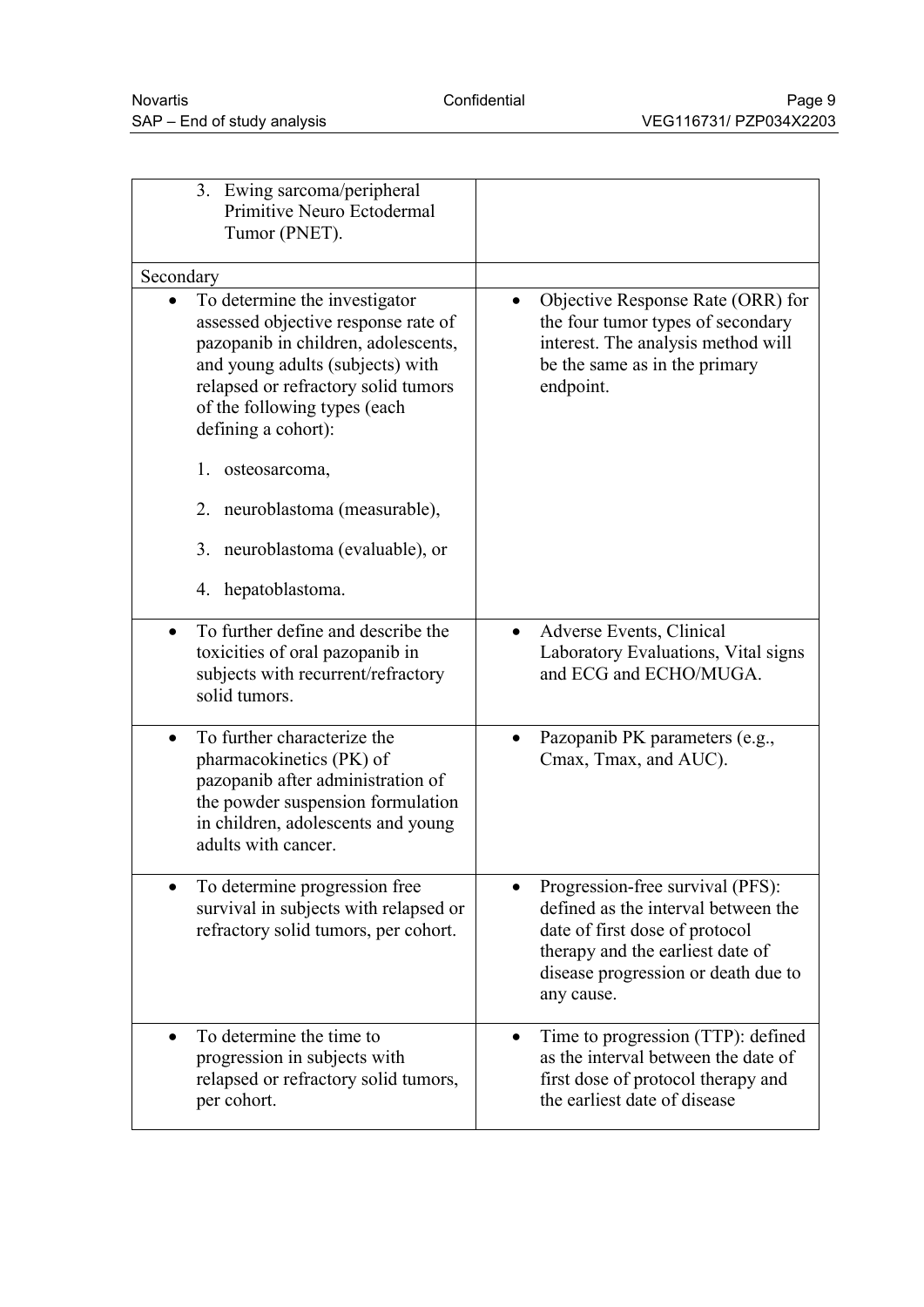| | |
|---|---|
| 3. Ewing sarcoma/peripheral Primitive Neuro Ectodermal Tumor (PNET). | |
| Secondary | |
| • To determine the investigator assessed objective response rate of pazopanib in children, adolescents, and young adults (subjects) with relapsed or refractory solid tumors of the following types (each defining a cohort):<br><br>1. osteosarcoma,<br>2. neuroblastoma (measurable),<br>3. neuroblastoma (evaluable), or<br>4. hepatoblastoma. | • Objective Response Rate (ORR) for the four tumor types of secondary interest. The analysis method will be the same as in the primary endpoint. |
| • To further define and describe the toxicities of oral pazopanib in subjects with recurrent/refractory solid tumors. | • Adverse Events, Clinical Laboratory Evaluations, Vital signs and ECG and ECHO/MUGA. |
| • To further characterize the pharmacokinetics (PK) of pazopanib after administration of the powder suspension formulation in children, adolescents and young adults with cancer. | • Pazopanib PK parameters (e.g., Cmax, Tmax, and AUC). |
| • To determine progression free survival in subjects with relapsed or refractory solid tumors, per cohort. | • Progression-free survival (PFS): defined as the interval between the date of first dose of protocol therapy and the earliest date of disease progression or death due to any cause. |
| • To determine the time to progression in subjects with relapsed or refractory solid tumors, per cohort. | • Time to progression (TTP): defined as the interval between the date of first dose of protocol therapy and the earliest date of disease |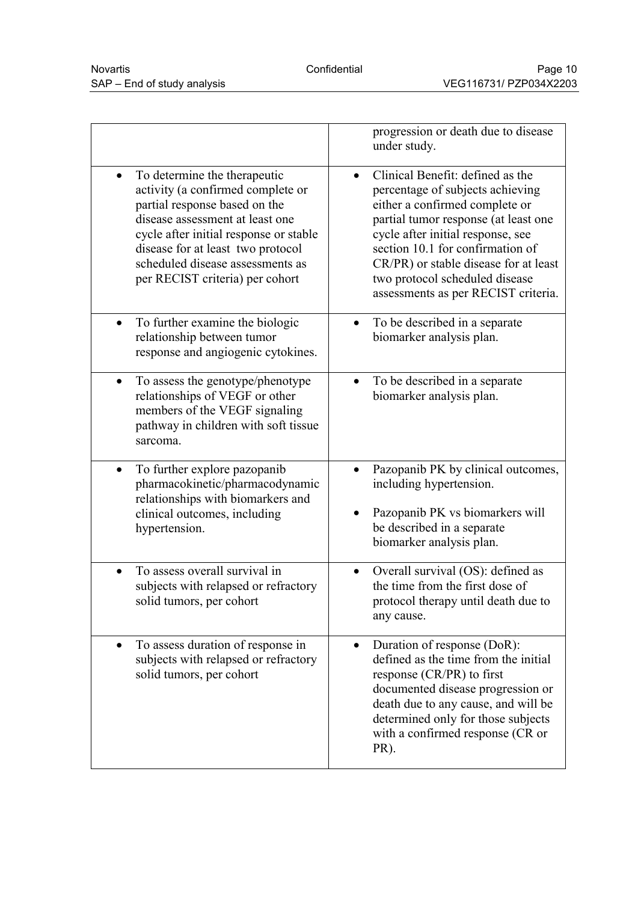| | |
|---|---|
| | progression or death due to disease under study. |
| • To determine the therapeutic activity (a confirmed complete or partial response based on the disease assessment at least one cycle after initial response or stable disease for at least two protocol scheduled disease assessments as per RECIST criteria) per cohort | • Clinical Benefit: defined as the percentage of subjects achieving either a confirmed complete or partial tumor response (at least one cycle after initial response, see section 10.1 for confirmation of CR/PR) or stable disease for at least two protocol scheduled disease assessments as per RECIST criteria. |
| • To further examine the biologic relationship between tumor response and angiogenic cytokines. | • To be described in a separate biomarker analysis plan. |
| • To assess the genotype/phenotype relationships of VEGF or other members of the VEGF signaling pathway in children with soft tissue sarcoma. | • To be described in a separate biomarker analysis plan. |
| • To further explore pazopanib pharmacokinetic/pharmacodynamic relationships with biomarkers and clinical outcomes, including hypertension. | • Pazopanib PK by clinical outcomes, including hypertension.<br>• Pazopanib PK vs biomarkers will be described in a separate biomarker analysis plan. |
| • To assess overall survival in subjects with relapsed or refractory solid tumors, per cohort | • Overall survival (OS): defined as the time from the first dose of protocol therapy until death due to any cause. |
| • To assess duration of response in subjects with relapsed or refractory solid tumors, per cohort | • Duration of response (DoR): defined as the time from the initial response (CR/PR) to first documented disease progression or death due to any cause, and will be determined only for those subjects with a confirmed response (CR or PR). |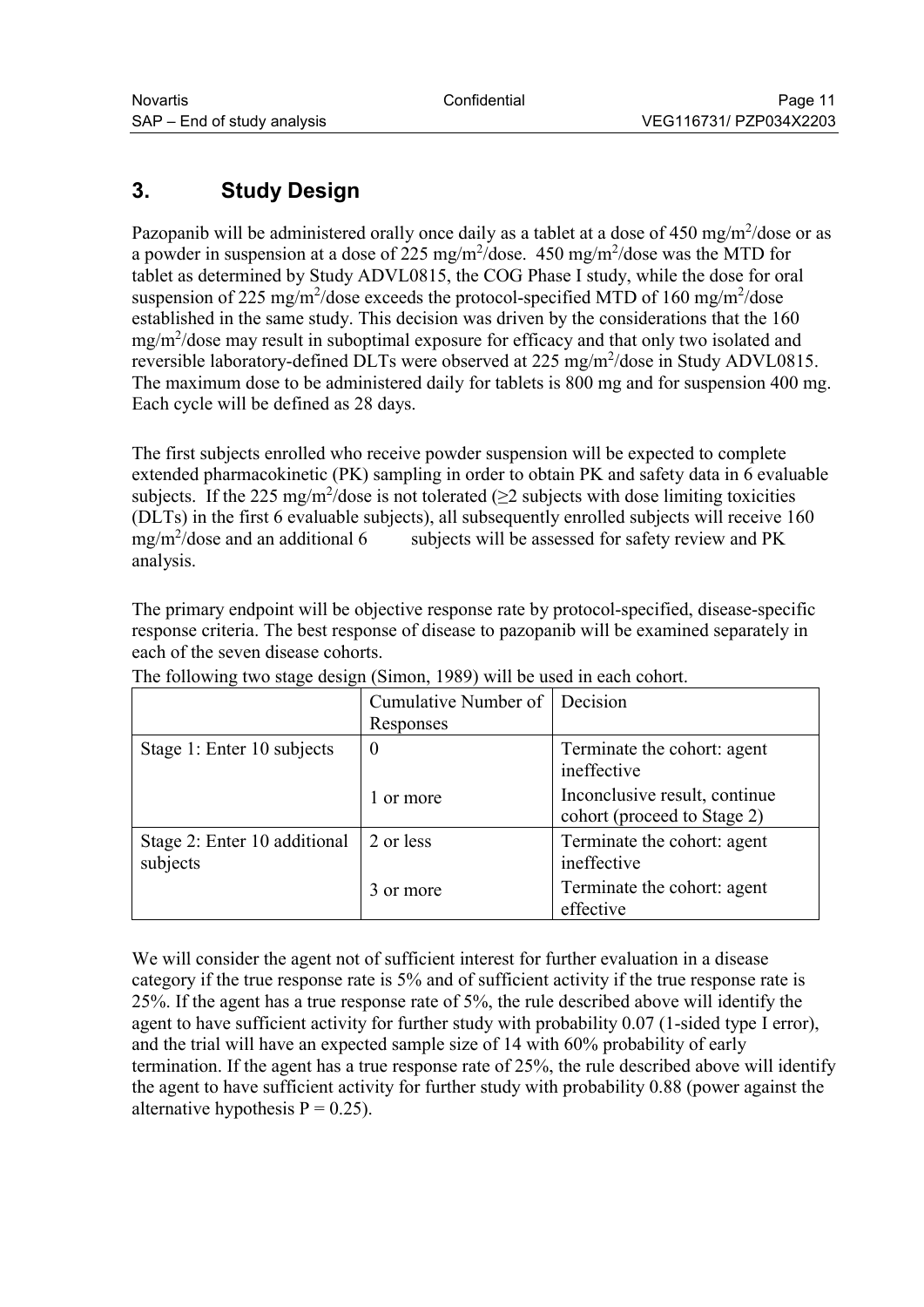# 3. Study Design

Pazopanib will be administered orally once daily as a tablet at a dose of 450 mg/m$^2$/dose or as a powder in suspension at a dose of 225 mg/m$^2$/dose. 450 mg/m$^2$/dose was the MTD for tablet as determined by Study ADVL0815, the COG Phase I study, while the dose for oral suspension of 225 mg/m$^2$/dose exceeds the protocol-specified MTD of 160 mg/m$^2$/dose established in the same study. This decision was driven by the considerations that the 160 mg/m$^2$/dose may result in suboptimal exposure for efficacy and that only two isolated and reversible laboratory-defined DLTs were observed at 225 mg/m$^2$/dose in Study ADVL0815. The maximum dose to be administered daily for tablets is 800 mg and for suspension 400 mg. Each cycle will be defined as 28 days.

The first subjects enrolled who receive powder suspension will be expected to complete extended pharmacokinetic (PK) sampling in order to obtain PK and safety data in 6 evaluable subjects. If the 225 mg/m$^2$/dose is not tolerated ($\geq$2 subjects with dose limiting toxicities (DLTs) in the first 6 evaluable subjects), all subsequently enrolled subjects will receive 160 mg/m$^2$/dose and an additional 6 subjects will be assessed for safety review and PK analysis.

The primary endpoint will be objective response rate by protocol-specified, disease-specific response criteria. The best response of disease to pazopanib will be examined separately in each of the seven disease cohorts.

The following two stage design (Simon, 1989) will be used in each cohort.

| | Cumulative Number of Responses | Decision |
|---|---|---|
| Stage 1: Enter 10 subjects | 0 | Terminate the cohort: agent ineffective |
| | 1 or more | Inconclusive result, continue cohort (proceed to Stage 2) |
| Stage 2: Enter 10 additional subjects | 2 or less | Terminate the cohort: agent ineffective |
| | 3 or more | Terminate the cohort: agent effective |

We will consider the agent not of sufficient interest for further evaluation in a disease category if the true response rate is 5% and of sufficient activity if the true response rate is 25%. If the agent has a true response rate of 5%, the rule described above will identify the agent to have sufficient activity for further study with probability 0.07 (1-sided type I error), and the trial will have an expected sample size of 14 with 60% probability of early termination. If the agent has a true response rate of 25%, the rule described above will identify the agent to have sufficient activity for further study with probability 0.88 (power against the alternative hypothesis $P = 0.25$).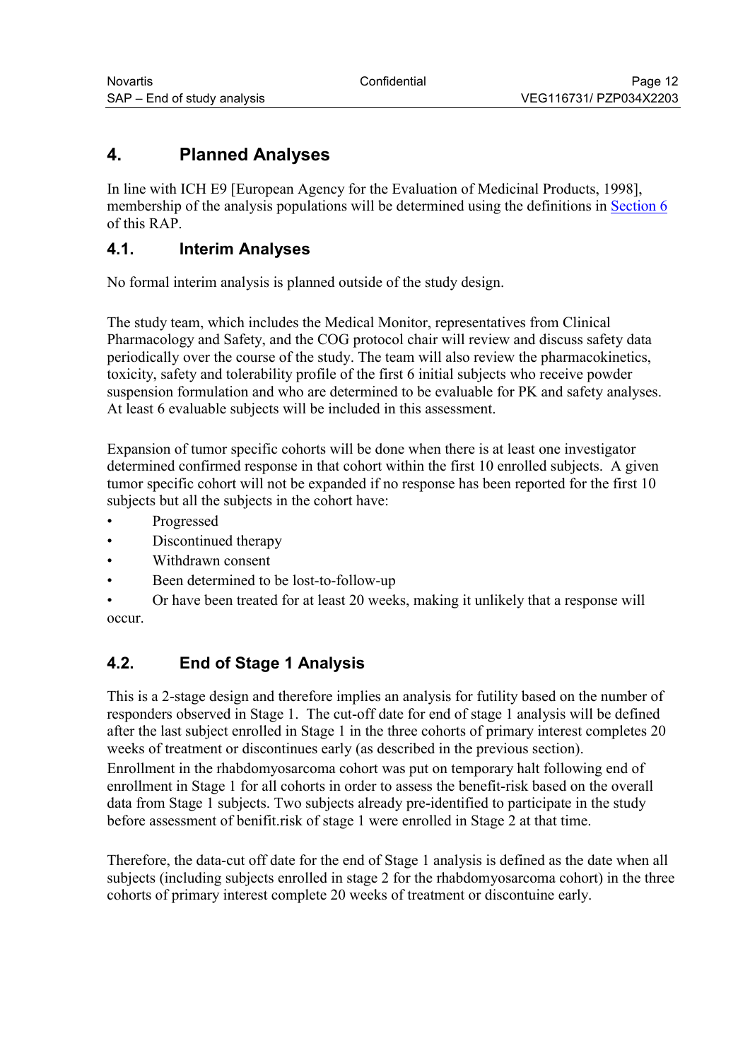// Page 12 of 44

# 4. Planned Analyses

In line with ICH E9 [European Agency for the Evaluation of Medicinal Products, 1998], membership of the analysis populations will be determined using the definitions in Section 6 of this RAP.

## 4.1. Interim Analyses

No formal interim analysis is planned outside of the study design.

The study team, which includes the Medical Monitor, representatives from Clinical Pharmacology and Safety, and the COG protocol chair will review and discuss safety data periodically over the course of the study. The team will also review the pharmacokinetics, toxicity, safety and tolerability profile of the first 6 initial subjects who receive powder suspension formulation and who are determined to be evaluable for PK and safety analyses. At least 6 evaluable subjects will be included in this assessment.

Expansion of tumor specific cohorts will be done when there is at least one investigator determined confirmed response in that cohort within the first 10 enrolled subjects. A given tumor specific cohort will not be expanded if no response has been reported for the first 10 subjects but all the subjects in the cohort have:

- Progressed
- Discontinued therapy
- Withdrawn consent
- Been determined to be lost-to-follow-up
- Or have been treated for at least 20 weeks, making it unlikely that a response will occur.

## 4.2. End of Stage 1 Analysis

This is a 2-stage design and therefore implies an analysis for futility based on the number of responders observed in Stage 1. The cut-off date for end of stage 1 analysis will be defined after the last subject enrolled in Stage 1 in the three cohorts of primary interest completes 20 weeks of treatment or discontinues early (as described in the previous section). Enrollment in the rhabdomyosarcoma cohort was put on temporary halt following end of enrollment in Stage 1 for all cohorts in order to assess the benefit-risk based on the overall data from Stage 1 subjects. Two subjects already pre-identified to participate in the study before assessment of benifit.risk of stage 1 were enrolled in Stage 2 at that time.

Therefore, the data-cut off date for the end of Stage 1 analysis is defined as the date when all subjects (including subjects enrolled in stage 2 for the rhabdomyosarcoma cohort) in the three cohorts of primary interest complete 20 weeks of treatment or discontuine early.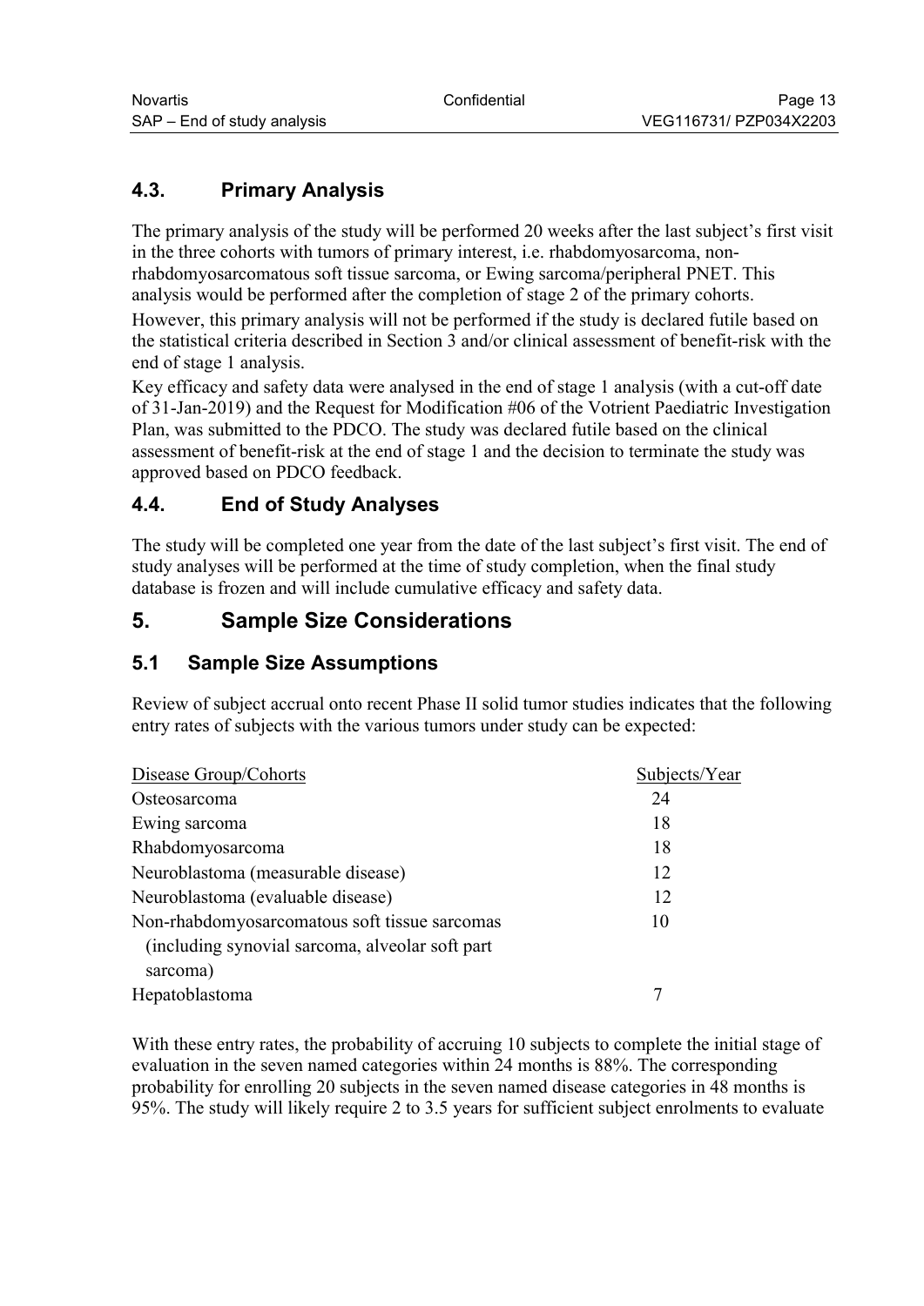## 4.3. Primary Analysis

The primary analysis of the study will be performed 20 weeks after the last subject's first visit in the three cohorts with tumors of primary interest, i.e. rhabdomyosarcoma, non-rhabdomyosarcomatous soft tissue sarcoma, or Ewing sarcoma/peripheral PNET. This analysis would be performed after the completion of stage 2 of the primary cohorts.

However, this primary analysis will not be performed if the study is declared futile based on the statistical criteria described in Section 3 and/or clinical assessment of benefit-risk with the end of stage 1 analysis.

Key efficacy and safety data were analysed in the end of stage 1 analysis (with a cut-off date of 31-Jan-2019) and the Request for Modification #06 of the Votrient Paediatric Investigation Plan, was submitted to the PDCO. The study was declared futile based on the clinical assessment of benefit-risk at the end of stage 1 and the decision to terminate the study was approved based on PDCO feedback.

## 4.4. End of Study Analyses

The study will be completed one year from the date of the last subject's first visit. The end of study analyses will be performed at the time of study completion, when the final study database is frozen and will include cumulative efficacy and safety data.

# 5. Sample Size Considerations

## 5.1 Sample Size Assumptions

Review of subject accrual onto recent Phase II solid tumor studies indicates that the following entry rates of subjects with the various tumors under study can be expected:

| Disease Group/Cohorts | Subjects/Year |
|---|---|
| Osteosarcoma | 24 |
| Ewing sarcoma | 18 |
| Rhabdomyosarcoma | 18 |
| Neuroblastoma (measurable disease) | 12 |
| Neuroblastoma (evaluable disease) | 12 |
| Non-rhabdomyosarcomatous soft tissue sarcomas (including synovial sarcoma, alveolar soft part sarcoma) | 10 |
| Hepatoblastoma | 7 |

With these entry rates, the probability of accruing 10 subjects to complete the initial stage of evaluation in the seven named categories within 24 months is 88%. The corresponding probability for enrolling 20 subjects in the seven named disease categories in 48 months is 95%. The study will likely require 2 to 3.5 years for sufficient subject enrolments to evaluate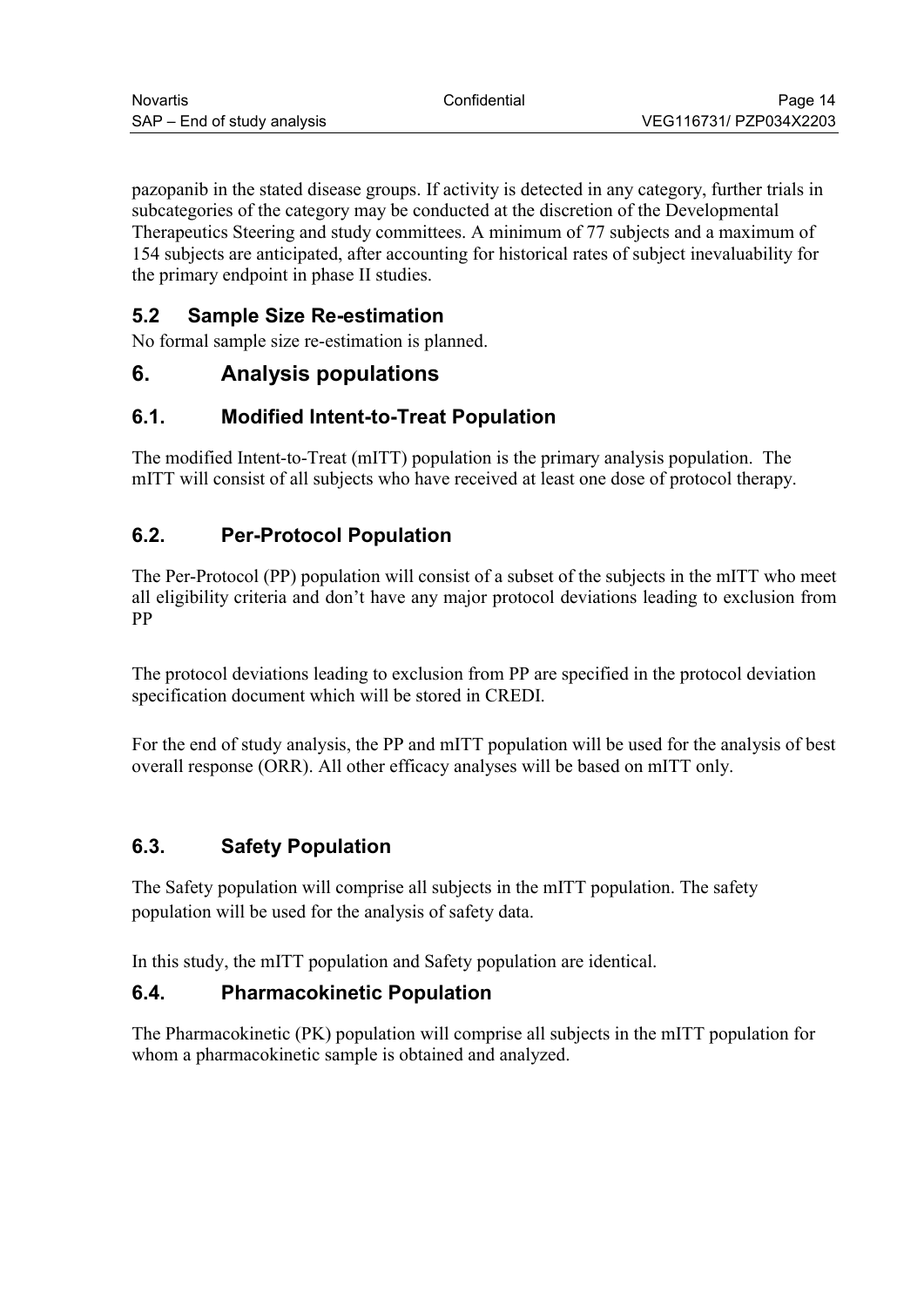pazopanib in the stated disease groups. If activity is detected in any category, further trials in subcategories of the category may be conducted at the discretion of the Developmental Therapeutics Steering and study committees. A minimum of 77 subjects and a maximum of 154 subjects are anticipated, after accounting for historical rates of subject inevaluability for the primary endpoint in phase II studies.

## 5.2 Sample Size Re-estimation

No formal sample size re-estimation is planned.

# 6. Analysis populations

## 6.1. Modified Intent-to-Treat Population

The modified Intent-to-Treat (mITT) population is the primary analysis population. The mITT will consist of all subjects who have received at least one dose of protocol therapy.

## 6.2. Per-Protocol Population

The Per-Protocol (PP) population will consist of a subset of the subjects in the mITT who meet all eligibility criteria and don't have any major protocol deviations leading to exclusion from PP

The protocol deviations leading to exclusion from PP are specified in the protocol deviation specification document which will be stored in CREDI.

For the end of study analysis, the PP and mITT population will be used for the analysis of best overall response (ORR). All other efficacy analyses will be based on mITT only.

## 6.3. Safety Population

The Safety population will comprise all subjects in the mITT population. The safety population will be used for the analysis of safety data.

In this study, the mITT population and Safety population are identical.

## 6.4. Pharmacokinetic Population

The Pharmacokinetic (PK) population will comprise all subjects in the mITT population for whom a pharmacokinetic sample is obtained and analyzed.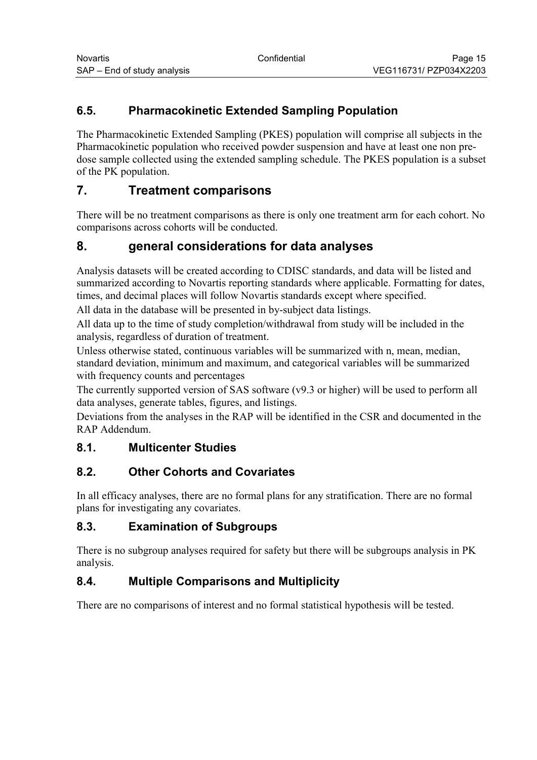## 6.5. Pharmacokinetic Extended Sampling Population

The Pharmacokinetic Extended Sampling (PKES) population will comprise all subjects in the Pharmacokinetic population who received powder suspension and have at least one non pre-dose sample collected using the extended sampling schedule. The PKES population is a subset of the PK population.

# 7. Treatment comparisons

There will be no treatment comparisons as there is only one treatment arm for each cohort. No comparisons across cohorts will be conducted.

# 8. general considerations for data analyses

Analysis datasets will be created according to CDISC standards, and data will be listed and summarized according to Novartis reporting standards where applicable. Formatting for dates, times, and decimal places will follow Novartis standards except where specified.

All data in the database will be presented in by-subject data listings.

All data up to the time of study completion/withdrawal from study will be included in the analysis, regardless of duration of treatment.

Unless otherwise stated, continuous variables will be summarized with n, mean, median, standard deviation, minimum and maximum, and categorical variables will be summarized with frequency counts and percentages

The currently supported version of SAS software (v9.3 or higher) will be used to perform all data analyses, generate tables, figures, and listings.

Deviations from the analyses in the RAP will be identified in the CSR and documented in the RAP Addendum.

## 8.1. Multicenter Studies

## 8.2. Other Cohorts and Covariates

In all efficacy analyses, there are no formal plans for any stratification. There are no formal plans for investigating any covariates.

## 8.3. Examination of Subgroups

There is no subgroup analyses required for safety but there will be subgroups analysis in PK analysis.

## 8.4. Multiple Comparisons and Multiplicity

There are no comparisons of interest and no formal statistical hypothesis will be tested.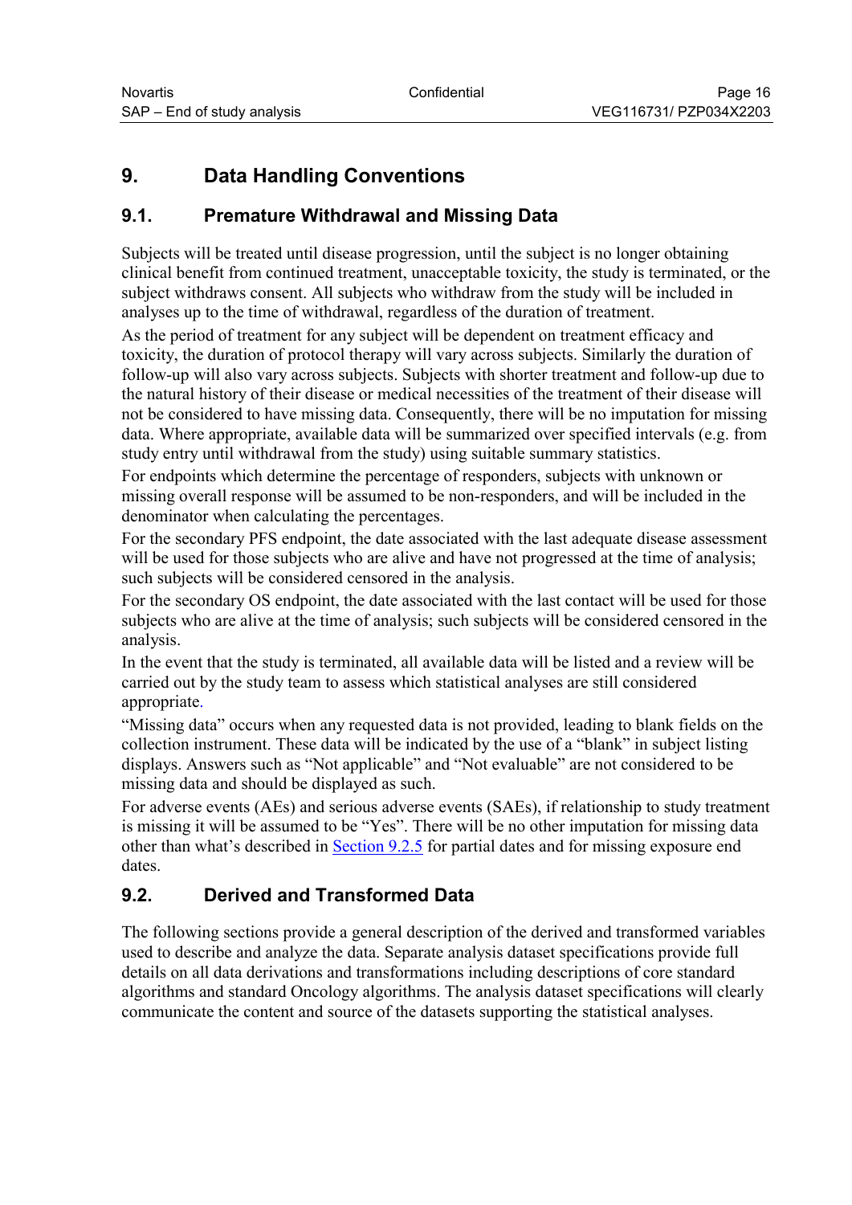# 9. Data Handling Conventions

## 9.1. Premature Withdrawal and Missing Data

Subjects will be treated until disease progression, until the subject is no longer obtaining clinical benefit from continued treatment, unacceptable toxicity, the study is terminated, or the subject withdraws consent. All subjects who withdraw from the study will be included in analyses up to the time of withdrawal, regardless of the duration of treatment.

As the period of treatment for any subject will be dependent on treatment efficacy and toxicity, the duration of protocol therapy will vary across subjects. Similarly the duration of follow-up will also vary across subjects. Subjects with shorter treatment and follow-up due to the natural history of their disease or medical necessities of the treatment of their disease will not be considered to have missing data. Consequently, there will be no imputation for missing data. Where appropriate, available data will be summarized over specified intervals (e.g. from study entry until withdrawal from the study) using suitable summary statistics.

For endpoints which determine the percentage of responders, subjects with unknown or missing overall response will be assumed to be non-responders, and will be included in the denominator when calculating the percentages.

For the secondary PFS endpoint, the date associated with the last adequate disease assessment will be used for those subjects who are alive and have not progressed at the time of analysis; such subjects will be considered censored in the analysis.

For the secondary OS endpoint, the date associated with the last contact will be used for those subjects who are alive at the time of analysis; such subjects will be considered censored in the analysis.

In the event that the study is terminated, all available data will be listed and a review will be carried out by the study team to assess which statistical analyses are still considered appropriate.

"Missing data" occurs when any requested data is not provided, leading to blank fields on the collection instrument. These data will be indicated by the use of a "blank" in subject listing displays. Answers such as "Not applicable" and "Not evaluable" are not considered to be missing data and should be displayed as such.

For adverse events (AEs) and serious adverse events (SAEs), if relationship to study treatment is missing it will be assumed to be "Yes". There will be no other imputation for missing data other than what's described in Section 9.2.5 for partial dates and for missing exposure end dates.

## 9.2. Derived and Transformed Data

The following sections provide a general description of the derived and transformed variables used to describe and analyze the data. Separate analysis dataset specifications provide full details on all data derivations and transformations including descriptions of core standard algorithms and standard Oncology algorithms. The analysis dataset specifications will clearly communicate the content and source of the datasets supporting the statistical analyses.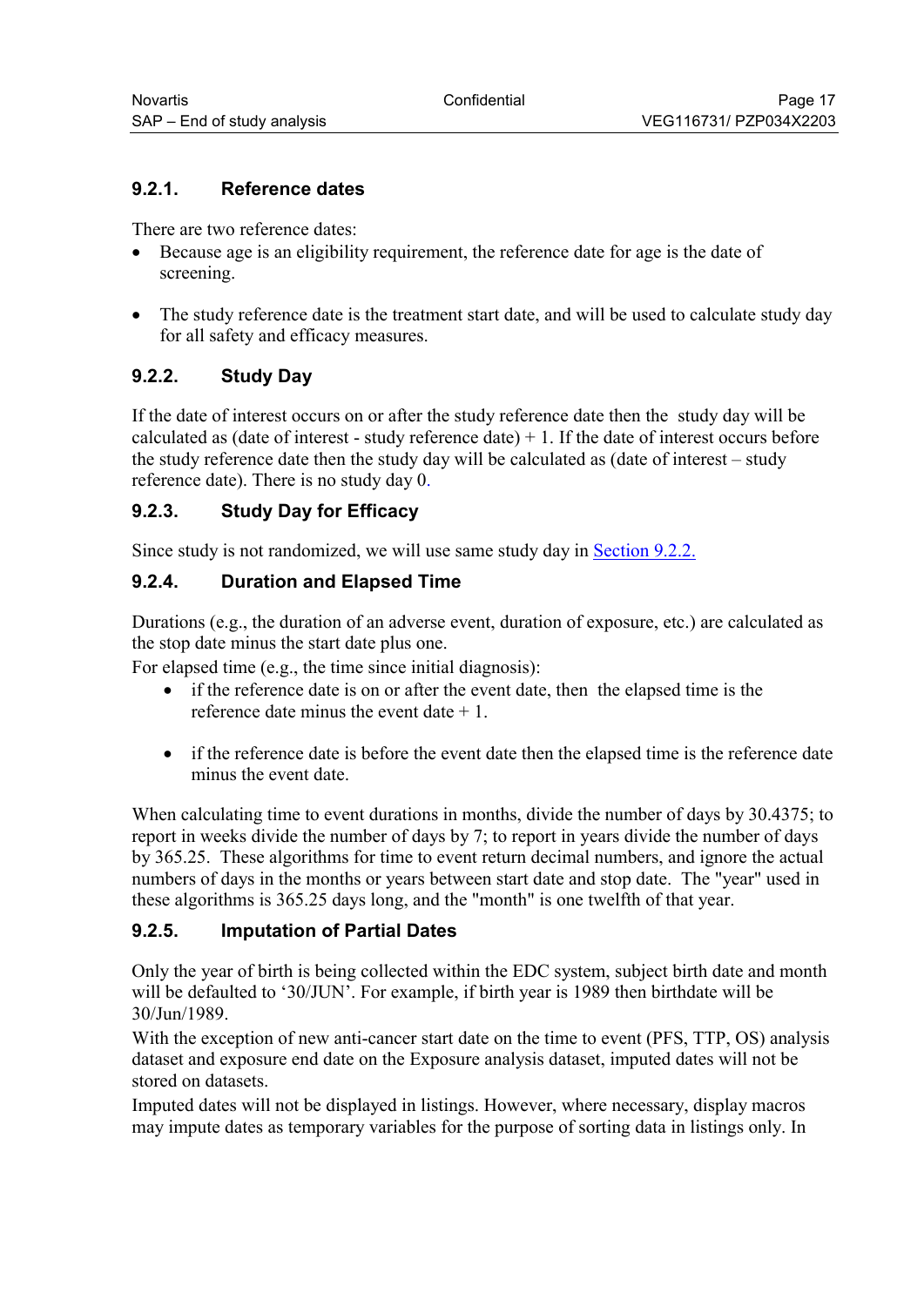### 9.2.1. Reference dates

There are two reference dates:

- Because age is an eligibility requirement, the reference date for age is the date of screening.
- The study reference date is the treatment start date, and will be used to calculate study day for all safety and efficacy measures.

### 9.2.2. Study Day

If the date of interest occurs on or after the study reference date then the study day will be calculated as (date of interest - study reference date) + 1. If the date of interest occurs before the study reference date then the study day will be calculated as (date of interest – study reference date). There is no study day 0.

### 9.2.3. Study Day for Efficacy

Since study is not randomized, we will use same study day in Section 9.2.2.

### 9.2.4. Duration and Elapsed Time

Durations (e.g., the duration of an adverse event, duration of exposure, etc.) are calculated as the stop date minus the start date plus one.

For elapsed time (e.g., the time since initial diagnosis):

- if the reference date is on or after the event date, then the elapsed time is the reference date minus the event date + 1.
- if the reference date is before the event date then the elapsed time is the reference date minus the event date.

When calculating time to event durations in months, divide the number of days by 30.4375; to report in weeks divide the number of days by 7; to report in years divide the number of days by 365.25. These algorithms for time to event return decimal numbers, and ignore the actual numbers of days in the months or years between start date and stop date. The "year" used in these algorithms is 365.25 days long, and the "month" is one twelfth of that year.

### 9.2.5. Imputation of Partial Dates

Only the year of birth is being collected within the EDC system, subject birth date and month will be defaulted to '30/JUN'. For example, if birth year is 1989 then birthdate will be 30/Jun/1989.

With the exception of new anti-cancer start date on the time to event (PFS, TTP, OS) analysis dataset and exposure end date on the Exposure analysis dataset, imputed dates will not be stored on datasets.

Imputed dates will not be displayed in listings. However, where necessary, display macros may impute dates as temporary variables for the purpose of sorting data in listings only. In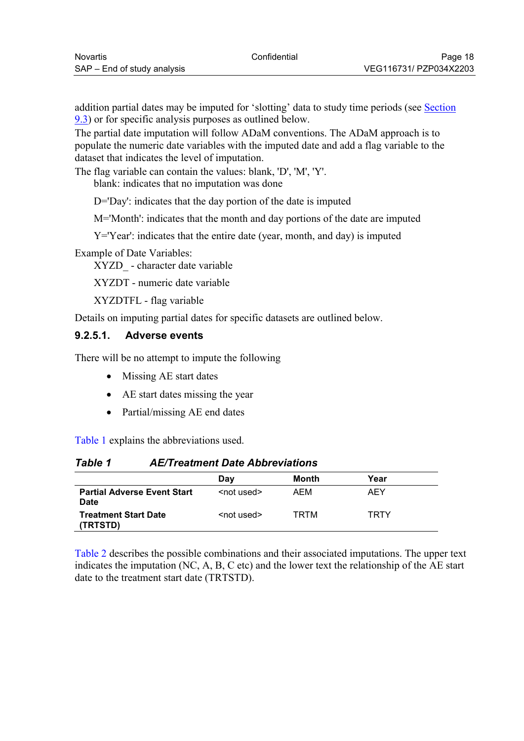addition partial dates may be imputed for 'slotting' data to study time periods (see Section 9.3) or for specific analysis purposes as outlined below.

The partial date imputation will follow ADaM conventions. The ADaM approach is to populate the numeric date variables with the imputed date and add a flag variable to the dataset that indicates the level of imputation.

The flag variable can contain the values: blank, 'D', 'M', 'Y'.

blank: indicates that no imputation was done

D='Day': indicates that the day portion of the date is imputed

M='Month': indicates that the month and day portions of the date are imputed

Y='Year': indicates that the entire date (year, month, and day) is imputed

Example of Date Variables:

XYZD_ - character date variable

XYZDT - numeric date variable

XYZDTFL - flag variable

Details on imputing partial dates for specific datasets are outlined below.

#### 9.2.5.1. Adverse events

There will be no attempt to impute the following

- Missing AE start dates
- AE start dates missing the year
- Partial/missing AE end dates

Table 1 explains the abbreviations used.

***Table 1 AE/Treatment Date Abbreviations***

| | Day | Month | Year |
|---|---|---|---|
| **Partial Adverse Event Start Date** | <not used> | AEM | AEY |
| **Treatment Start Date (TRTSTD)** | <not used> | TRTM | TRTY |

Table 2 describes the possible combinations and their associated imputations. The upper text indicates the imputation (NC, A, B, C etc) and the lower text the relationship of the AE start date to the treatment start date (TRTSTD).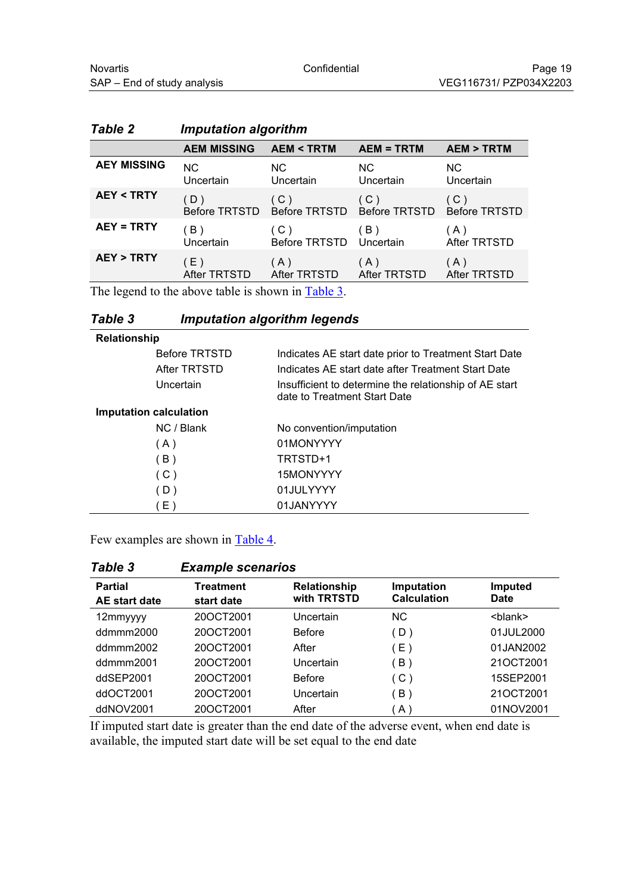**Table 2** ***Imputation algorithm***

| | AEM MISSING | AEM < TRTM | AEM = TRTM | AEM > TRTM |
|---|---|---|---|---|
| **AEY MISSING** | NC<br>Uncertain | NC<br>Uncertain | NC<br>Uncertain | NC<br>Uncertain |
| **AEY < TRTY** | ( D )<br>Before TRTSTD | ( C )<br>Before TRTSTD | ( C )<br>Before TRTSTD | ( C )<br>Before TRTSTD |
| **AEY = TRTY** | ( B )<br>Uncertain | ( C )<br>Before TRTSTD | ( B )<br>Uncertain | ( A )<br>After TRTSTD |
| **AEY > TRTY** | ( E )<br>After TRTSTD | ( A )<br>After TRTSTD | ( A )<br>After TRTSTD | ( A )<br>After TRTSTD |

The legend to the above table is shown in Table 3.

**Table 3** ***Imputation algorithm legends***

| | | |
|---|---|---|
| **Relationship** | | |
| | Before TRTSTD | Indicates AE start date prior to Treatment Start Date |
| | After TRTSTD | Indicates AE start date after Treatment Start Date |
| | Uncertain | Insufficient to determine the relationship of AE start date to Treatment Start Date |
| **Imputation calculation** | | |
| | NC / Blank | No convention/imputation |
| | ( A ) | 01MONYYYY |
| | ( B ) | TRTSTD+1 |
| | ( C ) | 15MONYYYY |
| | ( D ) | 01JULYYYY |
| | ( E ) | 01JANYYYY |

Few examples are shown in Table 4.

**Table 3** ***Example scenarios***

| Partial AE start date | Treatment start date | Relationship with TRTSTD | Imputation Calculation | Imputed Date |
|---|---|---|---|---|
| 12mmyyyy | 20OCT2001 | Uncertain | NC | <blank> |
| ddmmm2000 | 20OCT2001 | Before | ( D ) | 01JUL2000 |
| ddmmm2002 | 20OCT2001 | After | ( E ) | 01JAN2002 |
| ddmmm2001 | 20OCT2001 | Uncertain | ( B ) | 21OCT2001 |
| ddSEP2001 | 20OCT2001 | Before | ( C ) | 15SEP2001 |
| ddOCT2001 | 20OCT2001 | Uncertain | ( B ) | 21OCT2001 |
| ddNOV2001 | 20OCT2001 | After | ( A ) | 01NOV2001 |

If imputed start date is greater than the end date of the adverse event, when end date is available, the imputed start date will be set equal to the end date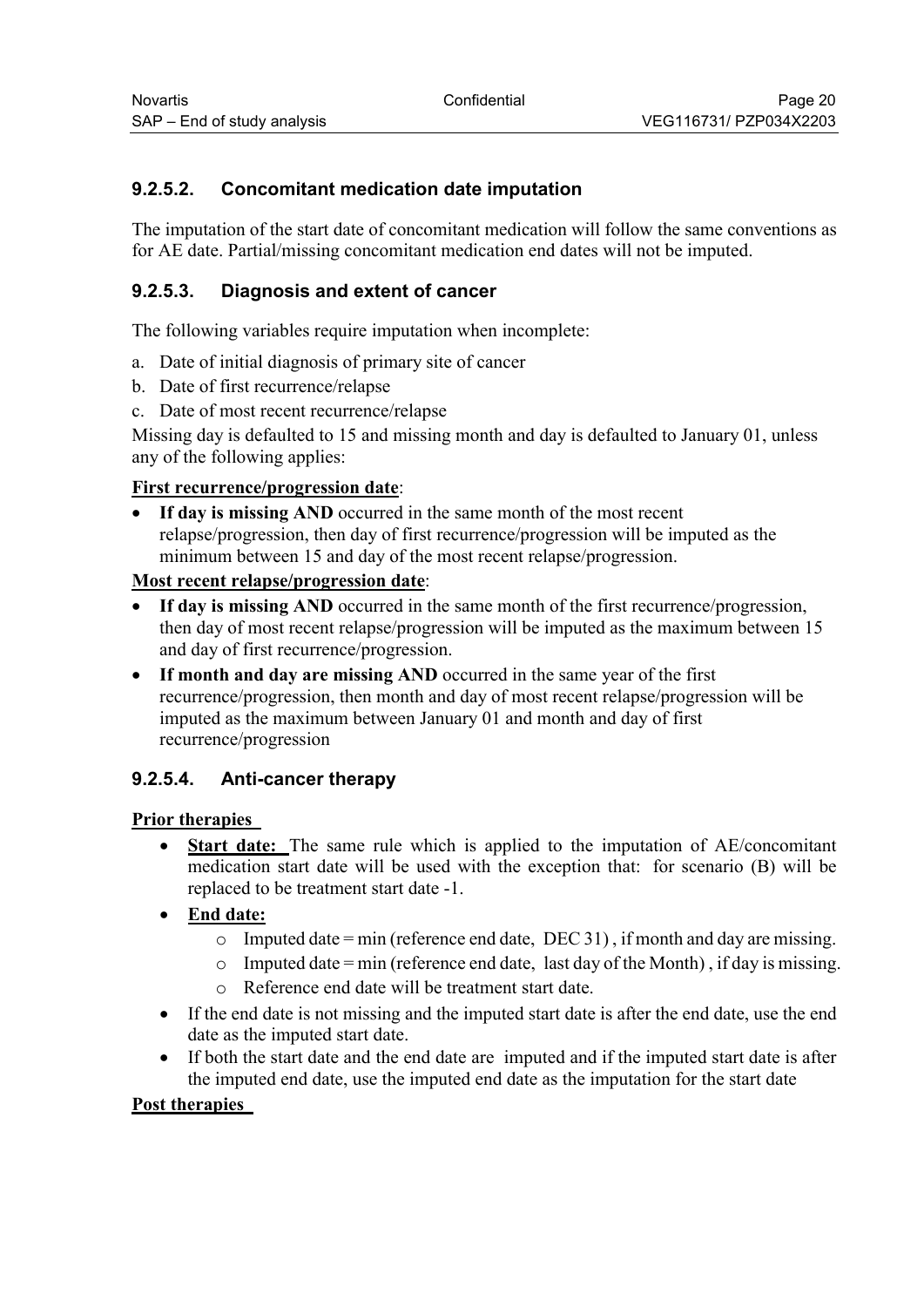#### 9.2.5.2. Concomitant medication date imputation

The imputation of the start date of concomitant medication will follow the same conventions as for AE date. Partial/missing concomitant medication end dates will not be imputed.

#### 9.2.5.3. Diagnosis and extent of cancer

The following variables require imputation when incomplete:

a. Date of initial diagnosis of primary site of cancer
b. Date of first recurrence/relapse
c. Date of most recent recurrence/relapse

Missing day is defaulted to 15 and missing month and day is defaulted to January 01, unless any of the following applies:

**First recurrence/progression date**:

- **If day is missing AND** occurred in the same month of the most recent relapse/progression, then day of first recurrence/progression will be imputed as the minimum between 15 and day of the most recent relapse/progression.

**Most recent relapse/progression date**:

- **If day is missing AND** occurred in the same month of the first recurrence/progression, then day of most recent relapse/progression will be imputed as the maximum between 15 and day of first recurrence/progression.
- **If month and day are missing AND** occurred in the same year of the first recurrence/progression, then month and day of most recent relapse/progression will be imputed as the maximum between January 01 and month and day of first recurrence/progression

#### 9.2.5.4. Anti-cancer therapy

**Prior therapies**

- **Start date:** The same rule which is applied to the imputation of AE/concomitant medication start date will be used with the exception that: for scenario (B) will be replaced to be treatment start date -1.
- **End date:**
  - Imputed date = min (reference end date, DEC 31) , if month and day are missing.
  - Imputed date = min (reference end date, last day of the Month) , if day is missing.
  - Reference end date will be treatment start date.
- If the end date is not missing and the imputed start date is after the end date, use the end date as the imputed start date.
- If both the start date and the end date are imputed and if the imputed start date is after the imputed end date, use the imputed end date as the imputation for the start date

**Post therapies**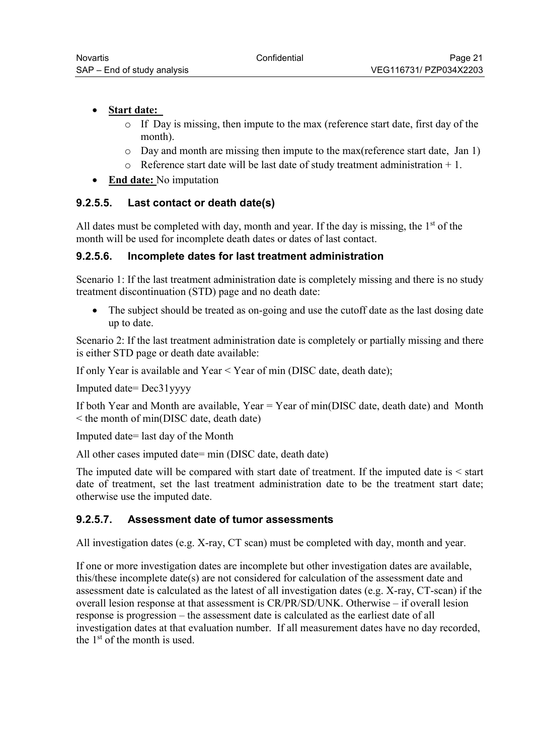- **Start date:**
  - If Day is missing, then impute to the max (reference start date, first day of the month).
  - Day and month are missing then impute to the max(reference start date, Jan 1)
  - Reference start date will be last date of study treatment administration + 1.
- **End date:** No imputation

### 9.2.5.5. Last contact or death date(s)

All dates must be completed with day, month and year. If the day is missing, the 1st of the month will be used for incomplete death dates or dates of last contact.

### 9.2.5.6. Incomplete dates for last treatment administration

Scenario 1: If the last treatment administration date is completely missing and there is no study treatment discontinuation (STD) page and no death date:

- The subject should be treated as on-going and use the cutoff date as the last dosing date up to date.

Scenario 2: If the last treatment administration date is completely or partially missing and there is either STD page or death date available:

If only Year is available and Year < Year of min (DISC date, death date);

Imputed date= Dec31yyyy

If both Year and Month are available, Year = Year of min(DISC date, death date) and Month < the month of min(DISC date, death date)

Imputed date= last day of the Month

All other cases imputed date= min (DISC date, death date)

The imputed date will be compared with start date of treatment. If the imputed date is < start date of treatment, set the last treatment administration date to be the treatment start date; otherwise use the imputed date.

### 9.2.5.7. Assessment date of tumor assessments

All investigation dates (e.g. X-ray, CT scan) must be completed with day, month and year.

If one or more investigation dates are incomplete but other investigation dates are available, this/these incomplete date(s) are not considered for calculation of the assessment date and assessment date is calculated as the latest of all investigation dates (e.g. X-ray, CT-scan) if the overall lesion response at that assessment is CR/PR/SD/UNK. Otherwise – if overall lesion response is progression – the assessment date is calculated as the earliest date of all investigation dates at that evaluation number. If all measurement dates have no day recorded, the 1st of the month is used.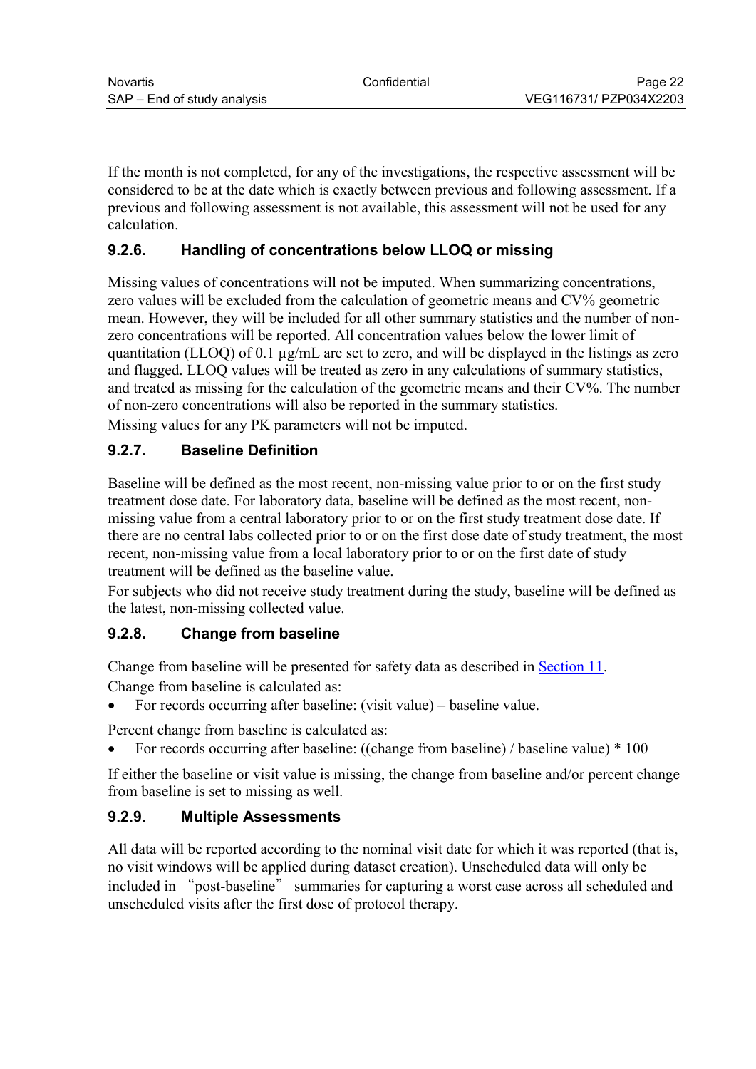If the month is not completed, for any of the investigations, the respective assessment will be considered to be at the date which is exactly between previous and following assessment. If a previous and following assessment is not available, this assessment will not be used for any calculation.

### 9.2.6. Handling of concentrations below LLOQ or missing

Missing values of concentrations will not be imputed. When summarizing concentrations, zero values will be excluded from the calculation of geometric means and CV% geometric mean. However, they will be included for all other summary statistics and the number of non-zero concentrations will be reported. All concentration values below the lower limit of quantitation (LLOQ) of 0.1 µg/mL are set to zero, and will be displayed in the listings as zero and flagged. LLOQ values will be treated as zero in any calculations of summary statistics, and treated as missing for the calculation of the geometric means and their CV%. The number of non-zero concentrations will also be reported in the summary statistics.

Missing values for any PK parameters will not be imputed.

### 9.2.7. Baseline Definition

Baseline will be defined as the most recent, non-missing value prior to or on the first study treatment dose date. For laboratory data, baseline will be defined as the most recent, non-missing value from a central laboratory prior to or on the first study treatment dose date. If there are no central labs collected prior to or on the first dose date of study treatment, the most recent, non-missing value from a local laboratory prior to or on the first date of study treatment will be defined as the baseline value.

For subjects who did not receive study treatment during the study, baseline will be defined as the latest, non-missing collected value.

### 9.2.8. Change from baseline

Change from baseline will be presented for safety data as described in Section 11.

Change from baseline is calculated as:

- For records occurring after baseline: (visit value) – baseline value.

Percent change from baseline is calculated as:

- For records occurring after baseline: ((change from baseline) / baseline value) * 100

If either the baseline or visit value is missing, the change from baseline and/or percent change from baseline is set to missing as well.

### 9.2.9. Multiple Assessments

All data will be reported according to the nominal visit date for which it was reported (that is, no visit windows will be applied during dataset creation). Unscheduled data will only be included in "post-baseline" summaries for capturing a worst case across all scheduled and unscheduled visits after the first dose of protocol therapy.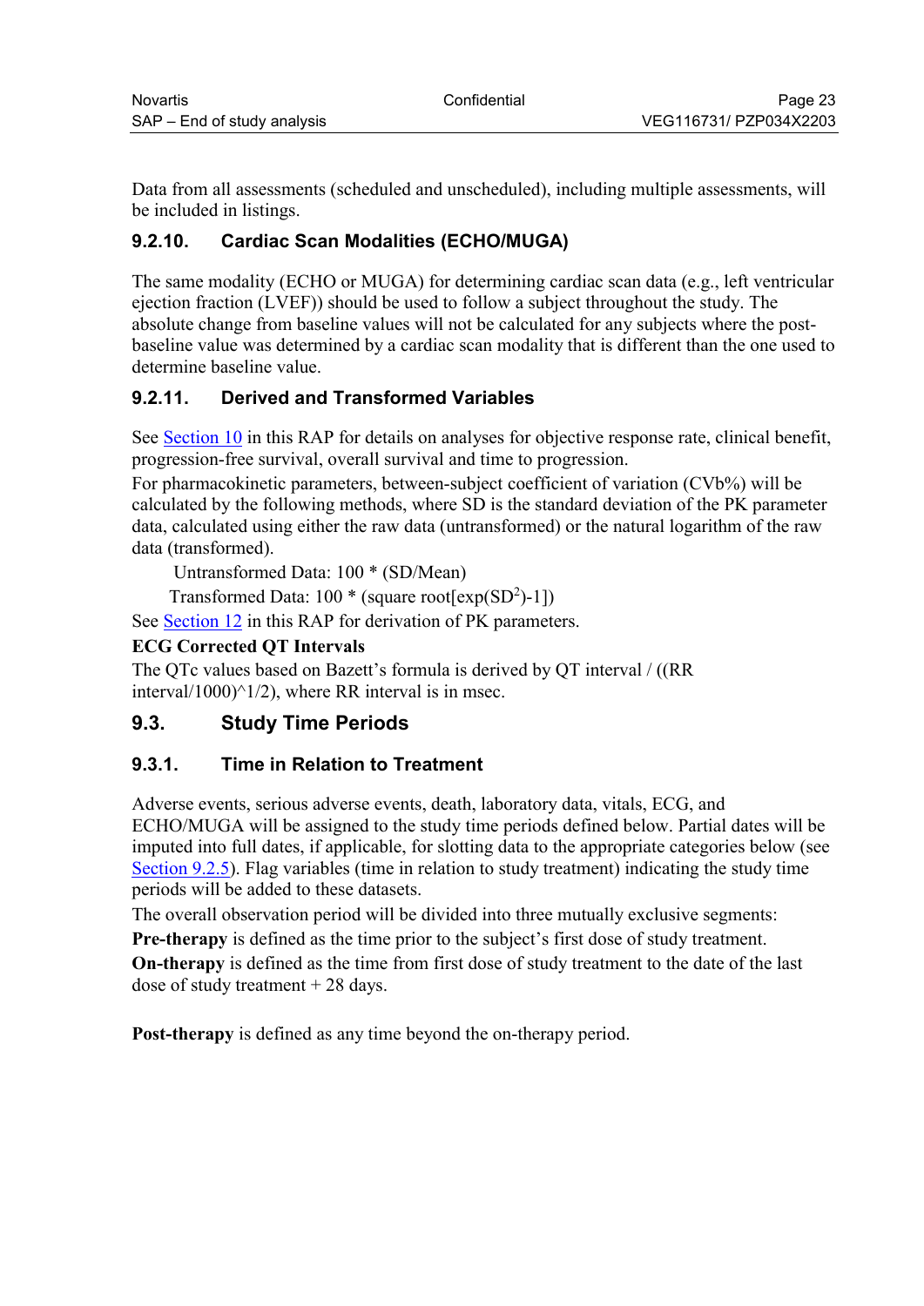Data from all assessments (scheduled and unscheduled), including multiple assessments, will be included in listings.

### 9.2.10. Cardiac Scan Modalities (ECHO/MUGA)

The same modality (ECHO or MUGA) for determining cardiac scan data (e.g., left ventricular ejection fraction (LVEF)) should be used to follow a subject throughout the study. The absolute change from baseline values will not be calculated for any subjects where the post-baseline value was determined by a cardiac scan modality that is different than the one used to determine baseline value.

### 9.2.11. Derived and Transformed Variables

See Section 10 in this RAP for details on analyses for objective response rate, clinical benefit, progression-free survival, overall survival and time to progression.

For pharmacokinetic parameters, between-subject coefficient of variation (CVb%) will be calculated by the following methods, where SD is the standard deviation of the PK parameter data, calculated using either the raw data (untransformed) or the natural logarithm of the raw data (transformed).

Untransformed Data: 100 * (SD/Mean)

Transformed Data: 100 * (square root[exp($SD^2$)-1])

See Section 12 in this RAP for derivation of PK parameters.

**ECG Corrected QT Intervals**

The QTc values based on Bazett's formula is derived by QT interval / ((RR interval/1000)^1/2), where RR interval is in msec.

## 9.3. Study Time Periods

### 9.3.1. Time in Relation to Treatment

Adverse events, serious adverse events, death, laboratory data, vitals, ECG, and ECHO/MUGA will be assigned to the study time periods defined below. Partial dates will be imputed into full dates, if applicable, for slotting data to the appropriate categories below (see Section 9.2.5). Flag variables (time in relation to study treatment) indicating the study time periods will be added to these datasets.

The overall observation period will be divided into three mutually exclusive segments:

**Pre-therapy** is defined as the time prior to the subject's first dose of study treatment.

**On-therapy** is defined as the time from first dose of study treatment to the date of the last dose of study treatment + 28 days.

**Post-therapy** is defined as any time beyond the on-therapy period.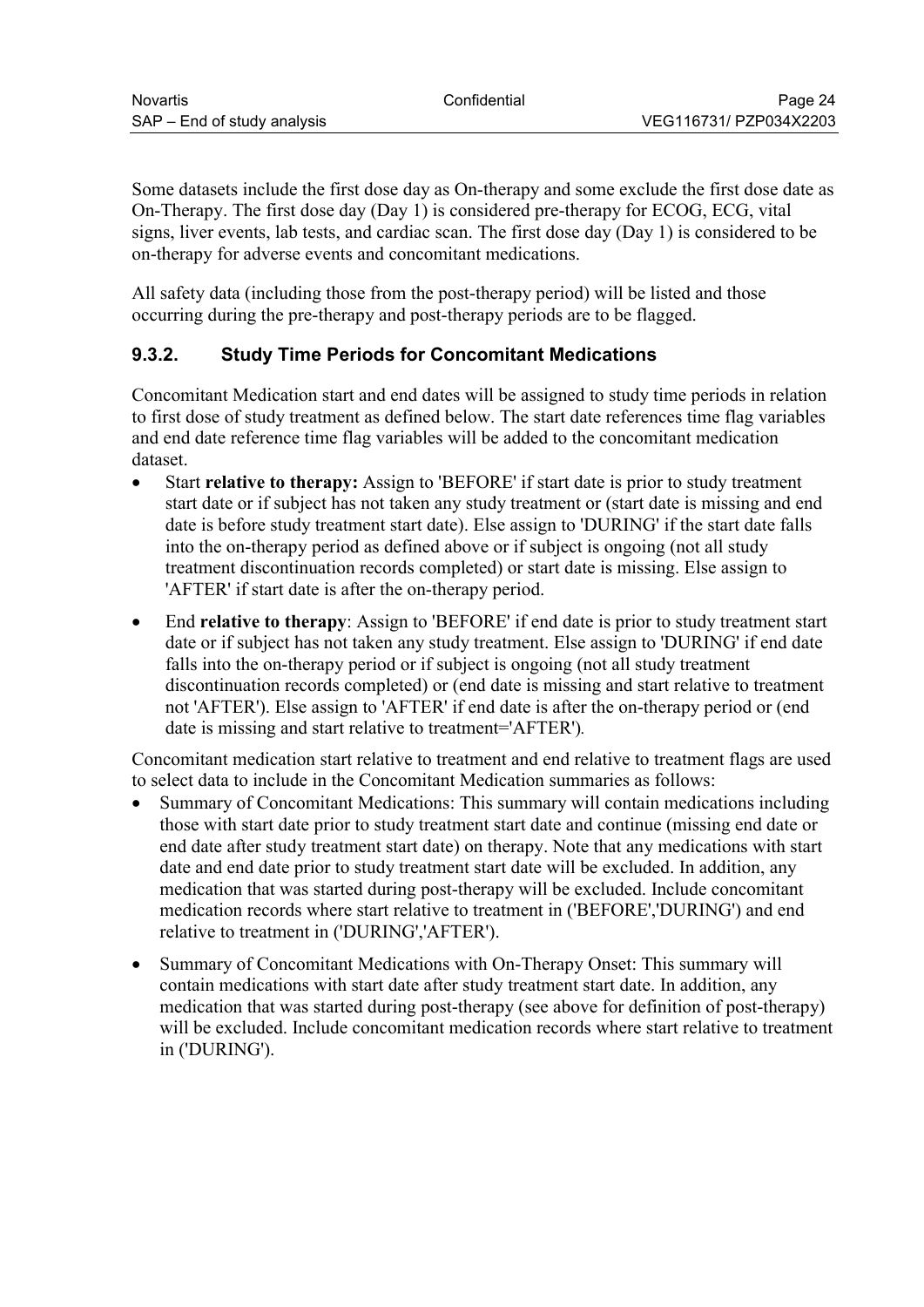Some datasets include the first dose day as On-therapy and some exclude the first dose date as On-Therapy. The first dose day (Day 1) is considered pre-therapy for ECOG, ECG, vital signs, liver events, lab tests, and cardiac scan. The first dose day (Day 1) is considered to be on-therapy for adverse events and concomitant medications.

All safety data (including those from the post-therapy period) will be listed and those occurring during the pre-therapy and post-therapy periods are to be flagged.

### 9.3.2. Study Time Periods for Concomitant Medications

Concomitant Medication start and end dates will be assigned to study time periods in relation to first dose of study treatment as defined below. The start date references time flag variables and end date reference time flag variables will be added to the concomitant medication dataset.

- Start **relative to therapy:** Assign to 'BEFORE' if start date is prior to study treatment start date or if subject has not taken any study treatment or (start date is missing and end date is before study treatment start date). Else assign to 'DURING' if the start date falls into the on-therapy period as defined above or if subject is ongoing (not all study treatment discontinuation records completed) or start date is missing. Else assign to 'AFTER' if start date is after the on-therapy period.
- End **relative to therapy**: Assign to 'BEFORE' if end date is prior to study treatment start date or if subject has not taken any study treatment. Else assign to 'DURING' if end date falls into the on-therapy period or if subject is ongoing (not all study treatment discontinuation records completed) or (end date is missing and start relative to treatment not 'AFTER'). Else assign to 'AFTER' if end date is after the on-therapy period or (end date is missing and start relative to treatment='AFTER').

Concomitant medication start relative to treatment and end relative to treatment flags are used to select data to include in the Concomitant Medication summaries as follows:

- Summary of Concomitant Medications: This summary will contain medications including those with start date prior to study treatment start date and continue (missing end date or end date after study treatment start date) on therapy. Note that any medications with start date and end date prior to study treatment start date will be excluded. In addition, any medication that was started during post-therapy will be excluded. Include concomitant medication records where start relative to treatment in ('BEFORE','DURING') and end relative to treatment in ('DURING','AFTER').
- Summary of Concomitant Medications with On-Therapy Onset: This summary will contain medications with start date after study treatment start date. In addition, any medication that was started during post-therapy (see above for definition of post-therapy) will be excluded. Include concomitant medication records where start relative to treatment in ('DURING').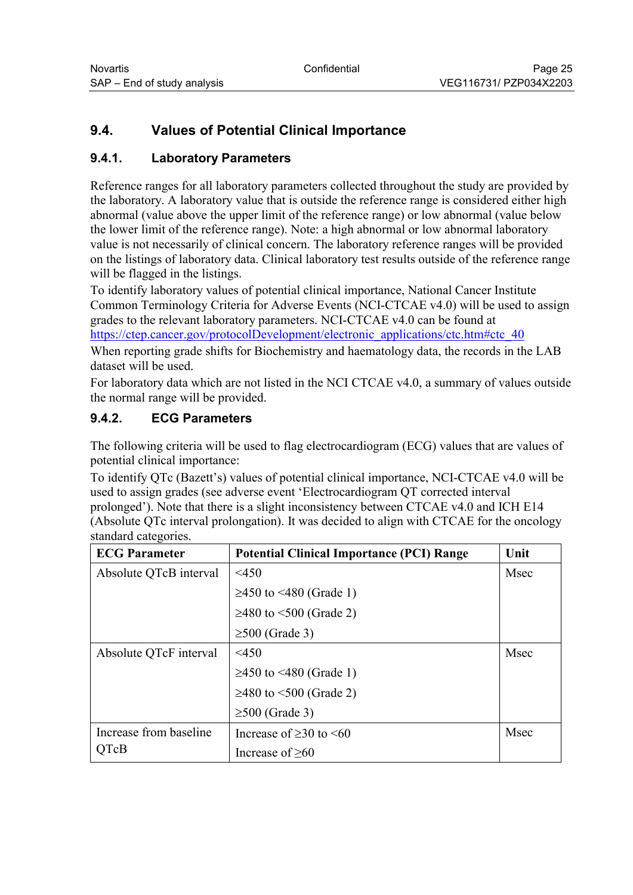## 9.4. Values of Potential Clinical Importance

### 9.4.1. Laboratory Parameters

Reference ranges for all laboratory parameters collected throughout the study are provided by the laboratory. A laboratory value that is outside the reference range is considered either high abnormal (value above the upper limit of the reference range) or low abnormal (value below the lower limit of the reference range). Note: a high abnormal or low abnormal laboratory value is not necessarily of clinical concern. The laboratory reference ranges will be provided on the listings of laboratory data. Clinical laboratory test results outside of the reference range will be flagged in the listings.

To identify laboratory values of potential clinical importance, National Cancer Institute Common Terminology Criteria for Adverse Events (NCI-CTCAE v4.0) will be used to assign grades to the relevant laboratory parameters. NCI-CTCAE v4.0 can be found at https://ctep.cancer.gov/protocolDevelopment/electronic_applications/ctc.htm#ctc_40

When reporting grade shifts for Biochemistry and haematology data, the records in the LAB dataset will be used.

For laboratory data which are not listed in the NCI CTCAE v4.0, a summary of values outside the normal range will be provided.

### 9.4.2. ECG Parameters

The following criteria will be used to flag electrocardiogram (ECG) values that are values of potential clinical importance:

To identify QTc (Bazett's) values of potential clinical importance, NCI-CTCAE v4.0 will be used to assign grades (see adverse event 'Electrocardiogram QT corrected interval prolonged'). Note that there is a slight inconsistency between CTCAE v4.0 and ICH E14 (Absolute QTc interval prolongation). It was decided to align with CTCAE for the oncology standard categories.

| ECG Parameter | Potential Clinical Importance (PCI) Range | Unit |
|---|---|---|
| Absolute QTcB interval | <450 | Msec |
| | ≥450 to <480 (Grade 1) | |
| | ≥480 to <500 (Grade 2) | |
| | ≥500 (Grade 3) | |
| Absolute QTcF interval | <450 | Msec |
| | ≥450 to <480 (Grade 1) | |
| | ≥480 to <500 (Grade 2) | |
| | ≥500 (Grade 3) | |
| Increase from baseline QTcB | Increase of ≥30 to <60 | Msec |
| | Increase of ≥60 | |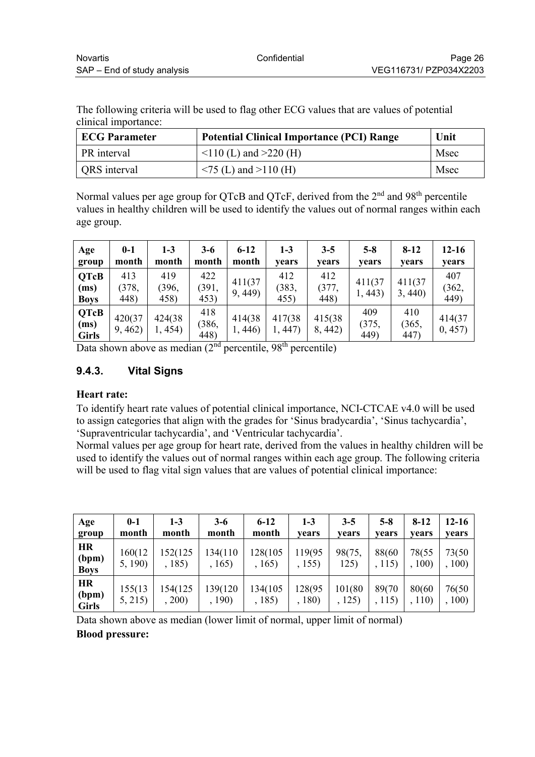The following criteria will be used to flag other ECG values that are values of potential clinical importance:

| ECG Parameter | Potential Clinical Importance (PCI) Range | Unit |
|---|---|---|
| PR interval | <110 (L) and >220 (H) | Msec |
| QRS interval | <75 (L) and >110 (H) | Msec |

Normal values per age group for QTcB and QTcF, derived from the 2nd and 98th percentile values in healthy children will be used to identify the values out of normal ranges within each age group.

| Age group | 0-1 month | 1-3 month | 3-6 month | 6-12 month | 1-3 years | 3-5 years | 5-8 years | 8-12 years | 12-16 years |
|---|---|---|---|---|---|---|---|---|---|
| **QTcB (ms) Boys** | 413 (378, 448) | 419 (396, 458) | 422 (391, 453) | 411(379, 449) | 412 (383, 455) | 412 (377, 448) | 411(371, 443) | 411(373, 440) | 407 (362, 449) |
| **QTcB (ms) Girls** | 420(379, 462) | 424(381, 454) | 418 (386, 448) | 414(381, 446) | 417(381, 447) | 415(388, 442) | 409 (375, 449) | 410 (365, 447) | 414(370, 457) |

Data shown above as median (2nd percentile, 98th percentile)

### 9.4.3. Vital Signs

**Heart rate:**

To identify heart rate values of potential clinical importance, NCI-CTCAE v4.0 will be used to assign categories that align with the grades for 'Sinus bradycardia', 'Sinus tachycardia', 'Supraventricular tachycardia', and 'Ventricular tachycardia'.

Normal values per age group for heart rate, derived from the values in healthy children will be used to identify the values out of normal ranges within each age group. The following criteria will be used to flag vital sign values that are values of potential clinical importance:

| Age group | 0-1 month | 1-3 month | 3-6 month | 6-12 month | 1-3 years | 3-5 years | 5-8 years | 8-12 years | 12-16 years |
|---|---|---|---|---|---|---|---|---|---|
| **HR (bpm) Boys** | 160(125, 190) | 152(125, 185) | 134(110, 165) | 128(105, 165) | 119(95, 155) | 98(75, 125) | 88(60, 115) | 78(55, 100) | 73(50, 100) |
| **HR (bpm) Girls** | 155(135, 215) | 154(125, 200) | 139(120, 190) | 134(105, 185) | 128(95, 180) | 101(80, 125) | 89(70, 115) | 80(60, 110) | 76(50, 100) |

Data shown above as median (lower limit of normal, upper limit of normal)

**Blood pressure:**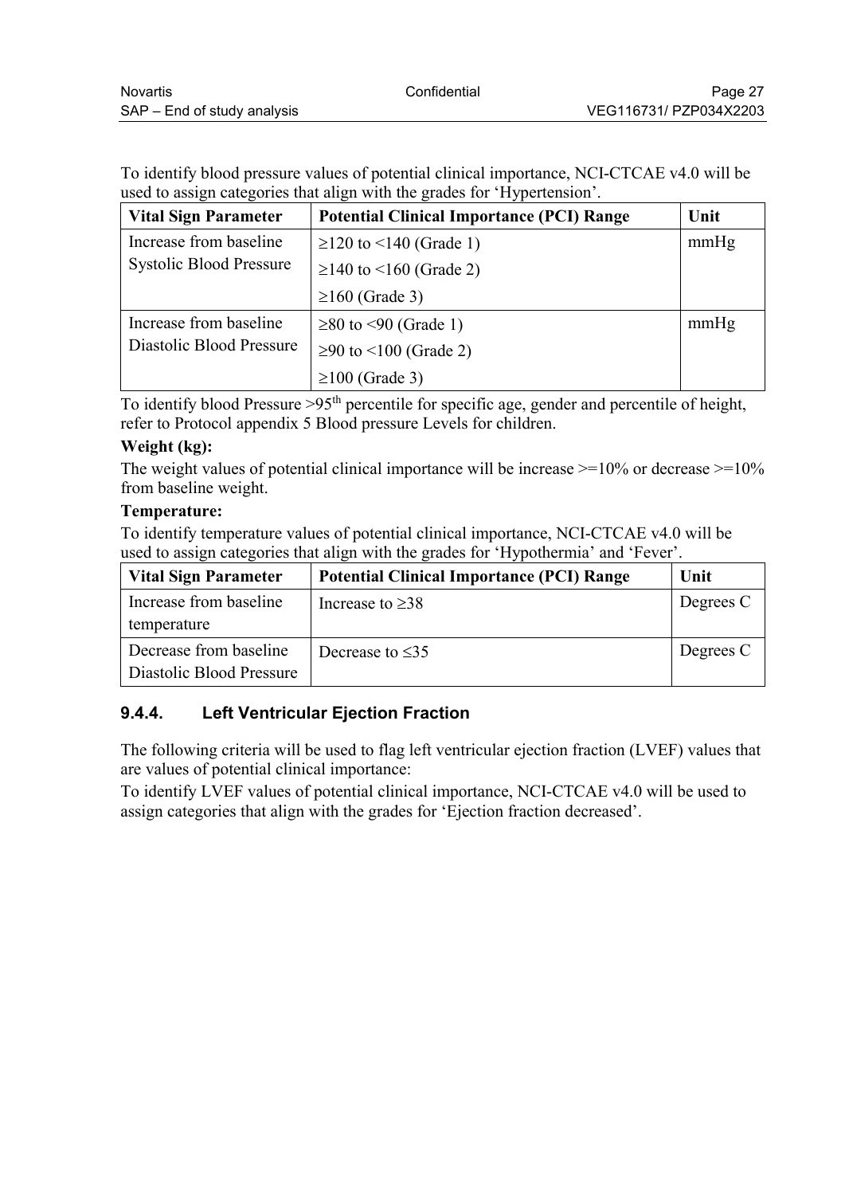To identify blood pressure values of potential clinical importance, NCI-CTCAE v4.0 will be used to assign categories that align with the grades for 'Hypertension'.

| Vital Sign Parameter | Potential Clinical Importance (PCI) Range | Unit |
|---|---|---|
| Increase from baseline Systolic Blood Pressure | ≥120 to <140 (Grade 1)<br>≥140 to <160 (Grade 2)<br>≥160 (Grade 3) | mmHg |
| Increase from baseline Diastolic Blood Pressure | ≥80 to <90 (Grade 1)<br>≥90 to <100 (Grade 2)<br>≥100 (Grade 3) | mmHg |

To identify blood Pressure >95$^{th}$ percentile for specific age, gender and percentile of height, refer to Protocol appendix 5 Blood pressure Levels for children.

**Weight (kg):**

The weight values of potential clinical importance will be increase >=10% or decrease >=10% from baseline weight.

**Temperature:**

To identify temperature values of potential clinical importance, NCI-CTCAE v4.0 will be used to assign categories that align with the grades for 'Hypothermia' and 'Fever'.

| Vital Sign Parameter | Potential Clinical Importance (PCI) Range | Unit |
|---|---|---|
| Increase from baseline temperature | Increase to ≥38 | Degrees C |
| Decrease from baseline Diastolic Blood Pressure | Decrease to ≤35 | Degrees C |

### 9.4.4. Left Ventricular Ejection Fraction

The following criteria will be used to flag left ventricular ejection fraction (LVEF) values that are values of potential clinical importance:

To identify LVEF values of potential clinical importance, NCI-CTCAE v4.0 will be used to assign categories that align with the grades for 'Ejection fraction decreased'.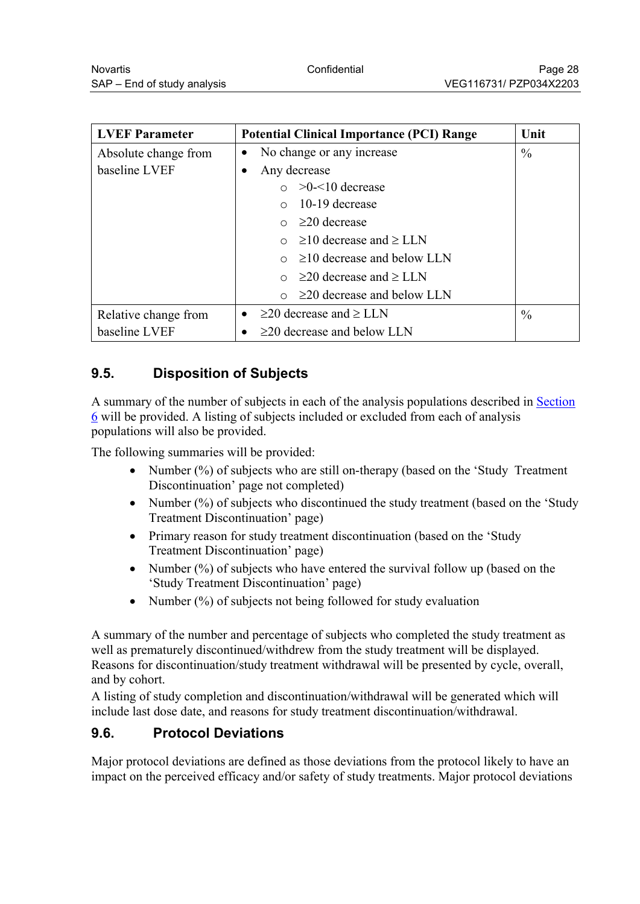| LVEF Parameter | Potential Clinical Importance (PCI) Range | Unit |
|---|---|---|
| Absolute change from baseline LVEF | • No change or any increase<br>• Any decrease<br>  ○ >0-<10 decrease<br>  ○ 10-19 decrease<br>  ○ ≥20 decrease<br>  ○ ≥10 decrease and ≥ LLN<br>  ○ ≥10 decrease and below LLN<br>  ○ ≥20 decrease and ≥ LLN<br>  ○ ≥20 decrease and below LLN | % |
| Relative change from baseline LVEF | • ≥20 decrease and ≥ LLN<br>• ≥20 decrease and below LLN | % |

## 9.5. Disposition of Subjects

A summary of the number of subjects in each of the analysis populations described in Section 6 will be provided. A listing of subjects included or excluded from each of analysis populations will also be provided.

The following summaries will be provided:

- Number (%) of subjects who are still on-therapy (based on the 'Study Treatment Discontinuation' page not completed)
- Number (%) of subjects who discontinued the study treatment (based on the 'Study Treatment Discontinuation' page)
- Primary reason for study treatment discontinuation (based on the 'Study Treatment Discontinuation' page)
- Number (%) of subjects who have entered the survival follow up (based on the 'Study Treatment Discontinuation' page)
- Number (%) of subjects not being followed for study evaluation

A summary of the number and percentage of subjects who completed the study treatment as well as prematurely discontinued/withdrew from the study treatment will be displayed. Reasons for discontinuation/study treatment withdrawal will be presented by cycle, overall, and by cohort.

A listing of study completion and discontinuation/withdrawal will be generated which will include last dose date, and reasons for study treatment discontinuation/withdrawal.

## 9.6. Protocol Deviations

Major protocol deviations are defined as those deviations from the protocol likely to have an impact on the perceived efficacy and/or safety of study treatments. Major protocol deviations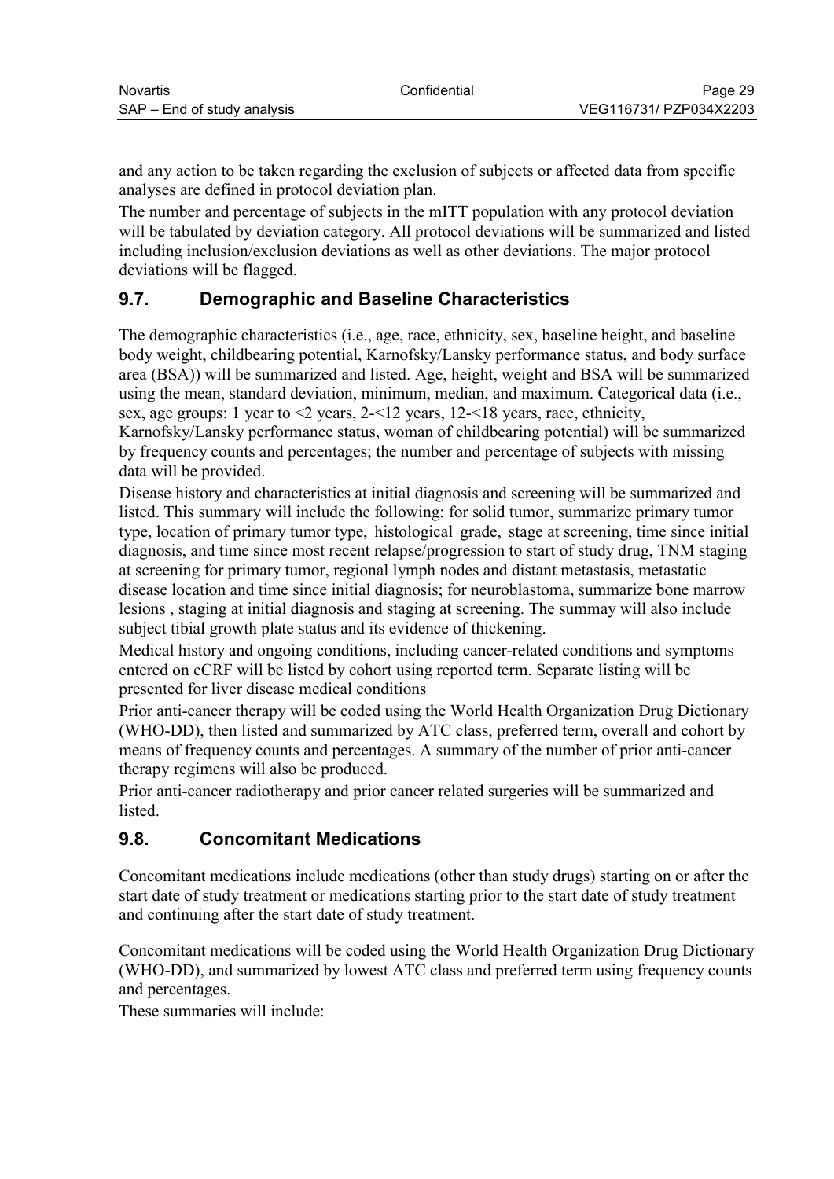and any action to be taken regarding the exclusion of subjects or affected data from specific analyses are defined in protocol deviation plan.

The number and percentage of subjects in the mITT population with any protocol deviation will be tabulated by deviation category. All protocol deviations will be summarized and listed including inclusion/exclusion deviations as well as other deviations. The major protocol deviations will be flagged.

## 9.7. Demographic and Baseline Characteristics

The demographic characteristics (i.e., age, race, ethnicity, sex, baseline height, and baseline body weight, childbearing potential, Karnofsky/Lansky performance status, and body surface area (BSA)) will be summarized and listed. Age, height, weight and BSA will be summarized using the mean, standard deviation, minimum, median, and maximum. Categorical data (i.e., sex, age groups: 1 year to <2 years, 2-<12 years, 12-<18 years, race, ethnicity, Karnofsky/Lansky performance status, woman of childbearing potential) will be summarized by frequency counts and percentages; the number and percentage of subjects with missing data will be provided.

Disease history and characteristics at initial diagnosis and screening will be summarized and listed. This summary will include the following: for solid tumor, summarize primary tumor type, location of primary tumor type, histological grade, stage at screening, time since initial diagnosis, and time since most recent relapse/progression to start of study drug, TNM staging at screening for primary tumor, regional lymph nodes and distant metastasis, metastatic disease location and time since initial diagnosis; for neuroblastoma, summarize bone marrow lesions , staging at initial diagnosis and staging at screening. The summay will also include subject tibial growth plate status and its evidence of thickening.

Medical history and ongoing conditions, including cancer-related conditions and symptoms entered on eCRF will be listed by cohort using reported term. Separate listing will be presented for liver disease medical conditions

Prior anti-cancer therapy will be coded using the World Health Organization Drug Dictionary (WHO-DD), then listed and summarized by ATC class, preferred term, overall and cohort by means of frequency counts and percentages. A summary of the number of prior anti-cancer therapy regimens will also be produced.

Prior anti-cancer radiotherapy and prior cancer related surgeries will be summarized and listed.

## 9.8. Concomitant Medications

Concomitant medications include medications (other than study drugs) starting on or after the start date of study treatment or medications starting prior to the start date of study treatment and continuing after the start date of study treatment.

Concomitant medications will be coded using the World Health Organization Drug Dictionary (WHO-DD), and summarized by lowest ATC class and preferred term using frequency counts and percentages.

These summaries will include: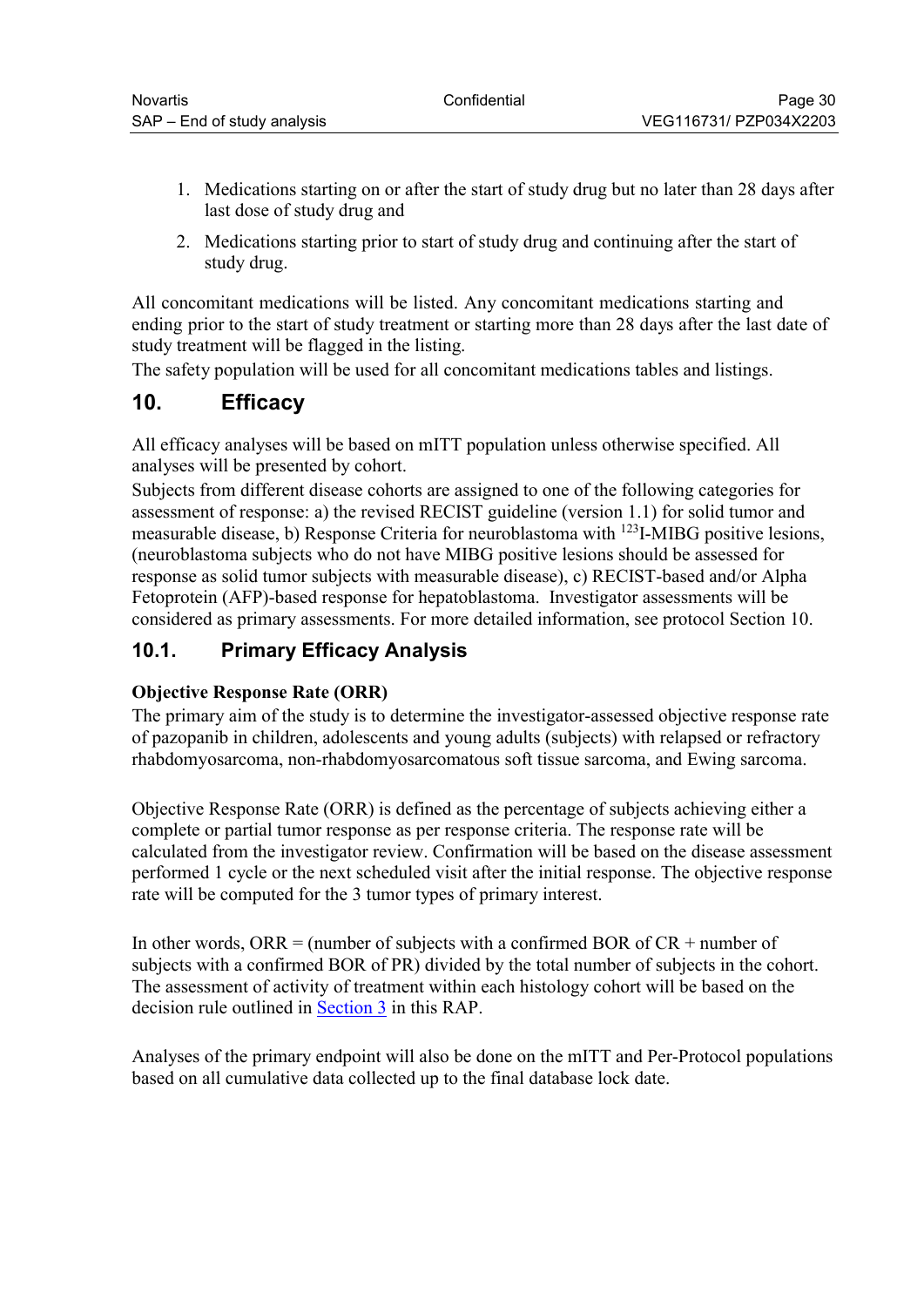1. Medications starting on or after the start of study drug but no later than 28 days after last dose of study drug and
2. Medications starting prior to start of study drug and continuing after the start of study drug.

All concomitant medications will be listed. Any concomitant medications starting and ending prior to the start of study treatment or starting more than 28 days after the last date of study treatment will be flagged in the listing.
The safety population will be used for all concomitant medications tables and listings.

# 10. Efficacy

All efficacy analyses will be based on mITT population unless otherwise specified. All analyses will be presented by cohort.
Subjects from different disease cohorts are assigned to one of the following categories for assessment of response: a) the revised RECIST guideline (version 1.1) for solid tumor and measurable disease, b) Response Criteria for neuroblastoma with $^{123}$I-MIBG positive lesions, (neuroblastoma subjects who do not have MIBG positive lesions should be assessed for response as solid tumor subjects with measurable disease), c) RECIST-based and/or Alpha Fetoprotein (AFP)-based response for hepatoblastoma. Investigator assessments will be considered as primary assessments. For more detailed information, see protocol Section 10.

## 10.1. Primary Efficacy Analysis

**Objective Response Rate (ORR)**
The primary aim of the study is to determine the investigator-assessed objective response rate of pazopanib in children, adolescents and young adults (subjects) with relapsed or refractory rhabdomyosarcoma, non-rhabdomyosarcomatous soft tissue sarcoma, and Ewing sarcoma.

Objective Response Rate (ORR) is defined as the percentage of subjects achieving either a complete or partial tumor response as per response criteria. The response rate will be calculated from the investigator review. Confirmation will be based on the disease assessment performed 1 cycle or the next scheduled visit after the initial response. The objective response rate will be computed for the 3 tumor types of primary interest.

In other words, ORR = (number of subjects with a confirmed BOR of CR + number of subjects with a confirmed BOR of PR) divided by the total number of subjects in the cohort. The assessment of activity of treatment within each histology cohort will be based on the decision rule outlined in Section 3 in this RAP.

Analyses of the primary endpoint will also be done on the mITT and Per-Protocol populations based on all cumulative data collected up to the final database lock date.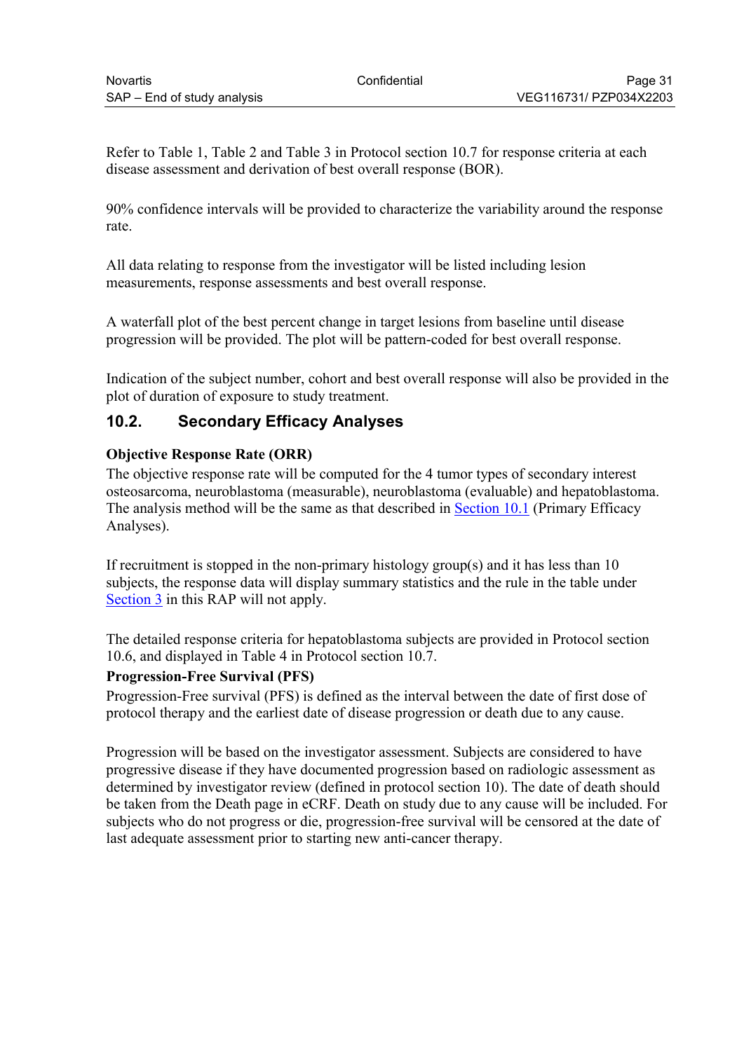Refer to Table 1, Table 2 and Table 3 in Protocol section 10.7 for response criteria at each disease assessment and derivation of best overall response (BOR).

90% confidence intervals will be provided to characterize the variability around the response rate.

All data relating to response from the investigator will be listed including lesion measurements, response assessments and best overall response.

A waterfall plot of the best percent change in target lesions from baseline until disease progression will be provided. The plot will be pattern-coded for best overall response.

Indication of the subject number, cohort and best overall response will also be provided in the plot of duration of exposure to study treatment.

## 10.2. Secondary Efficacy Analyses

**Objective Response Rate (ORR)**

The objective response rate will be computed for the 4 tumor types of secondary interest osteosarcoma, neuroblastoma (measurable), neuroblastoma (evaluable) and hepatoblastoma. The analysis method will be the same as that described in Section 10.1 (Primary Efficacy Analyses).

If recruitment is stopped in the non-primary histology group(s) and it has less than 10 subjects, the response data will display summary statistics and the rule in the table under Section 3 in this RAP will not apply.

The detailed response criteria for hepatoblastoma subjects are provided in Protocol section 10.6, and displayed in Table 4 in Protocol section 10.7.

**Progression-Free Survival (PFS)**

Progression-Free survival (PFS) is defined as the interval between the date of first dose of protocol therapy and the earliest date of disease progression or death due to any cause.

Progression will be based on the investigator assessment. Subjects are considered to have progressive disease if they have documented progression based on radiologic assessment as determined by investigator review (defined in protocol section 10). The date of death should be taken from the Death page in eCRF. Death on study due to any cause will be included. For subjects who do not progress or die, progression-free survival will be censored at the date of last adequate assessment prior to starting new anti-cancer therapy.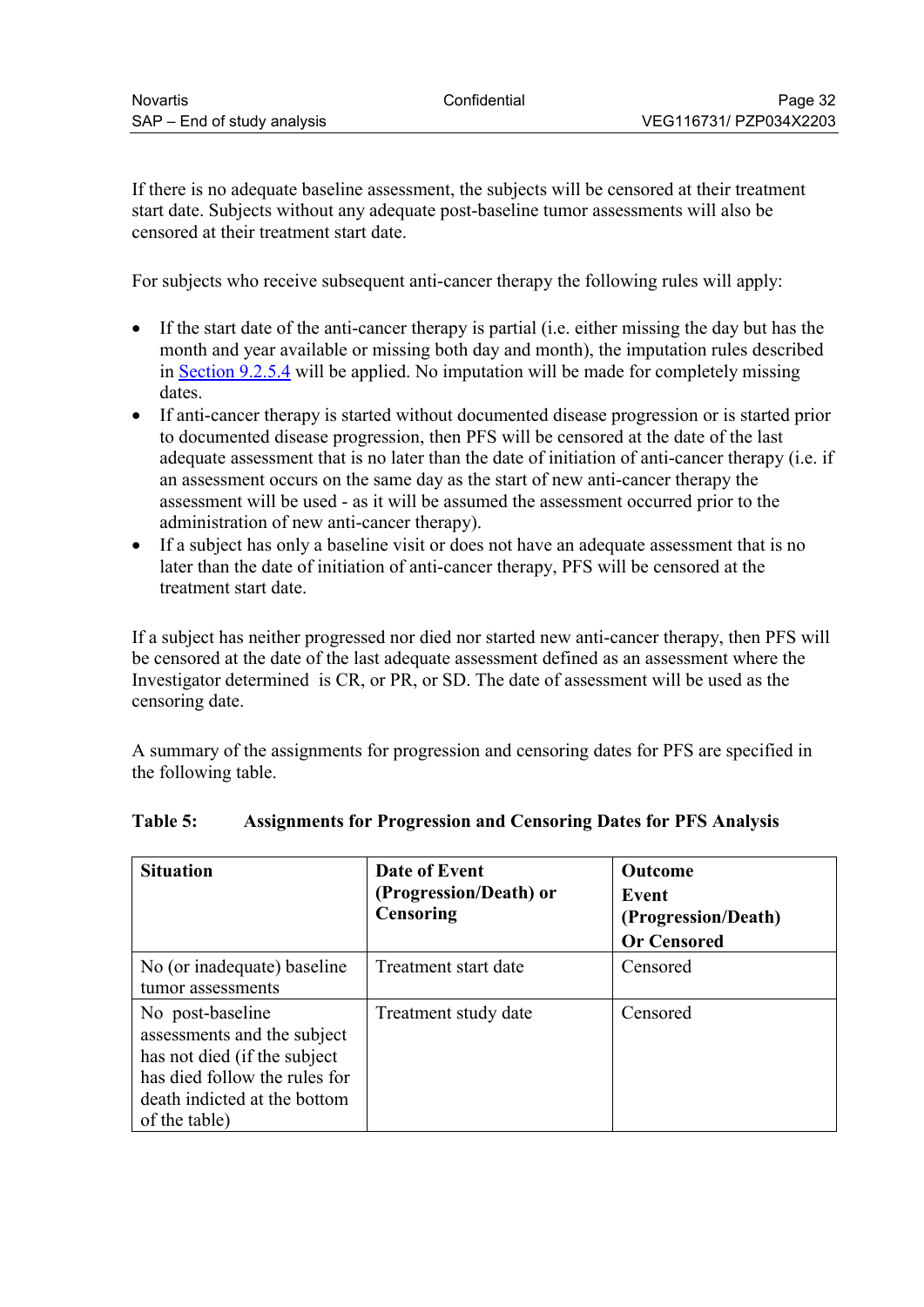If there is no adequate baseline assessment, the subjects will be censored at their treatment start date. Subjects without any adequate post-baseline tumor assessments will also be censored at their treatment start date.

For subjects who receive subsequent anti-cancer therapy the following rules will apply:

- If the start date of the anti-cancer therapy is partial (i.e. either missing the day but has the month and year available or missing both day and month), the imputation rules described in Section 9.2.5.4 will be applied. No imputation will be made for completely missing dates.
- If anti-cancer therapy is started without documented disease progression or is started prior to documented disease progression, then PFS will be censored at the date of the last adequate assessment that is no later than the date of initiation of anti-cancer therapy (i.e. if an assessment occurs on the same day as the start of new anti-cancer therapy the assessment will be used - as it will be assumed the assessment occurred prior to the administration of new anti-cancer therapy).
- If a subject has only a baseline visit or does not have an adequate assessment that is no later than the date of initiation of anti-cancer therapy, PFS will be censored at the treatment start date.

If a subject has neither progressed nor died nor started new anti-cancer therapy, then PFS will be censored at the date of the last adequate assessment defined as an assessment where the Investigator determined  is CR, or PR, or SD. The date of assessment will be used as the censoring date.

A summary of the assignments for progression and censoring dates for PFS are specified in the following table.

**Table 5: Assignments for Progression and Censoring Dates for PFS Analysis**

| **Situation** | **Date of Event (Progression/Death) or Censoring** | **Outcome Event (Progression/Death) Or Censored** |
|---|---|---|
| No (or inadequate) baseline tumor assessments | Treatment start date | Censored |
| No post-baseline assessments and the subject has not died (if the subject has died follow the rules for death indicted at the bottom of the table) | Treatment study date | Censored |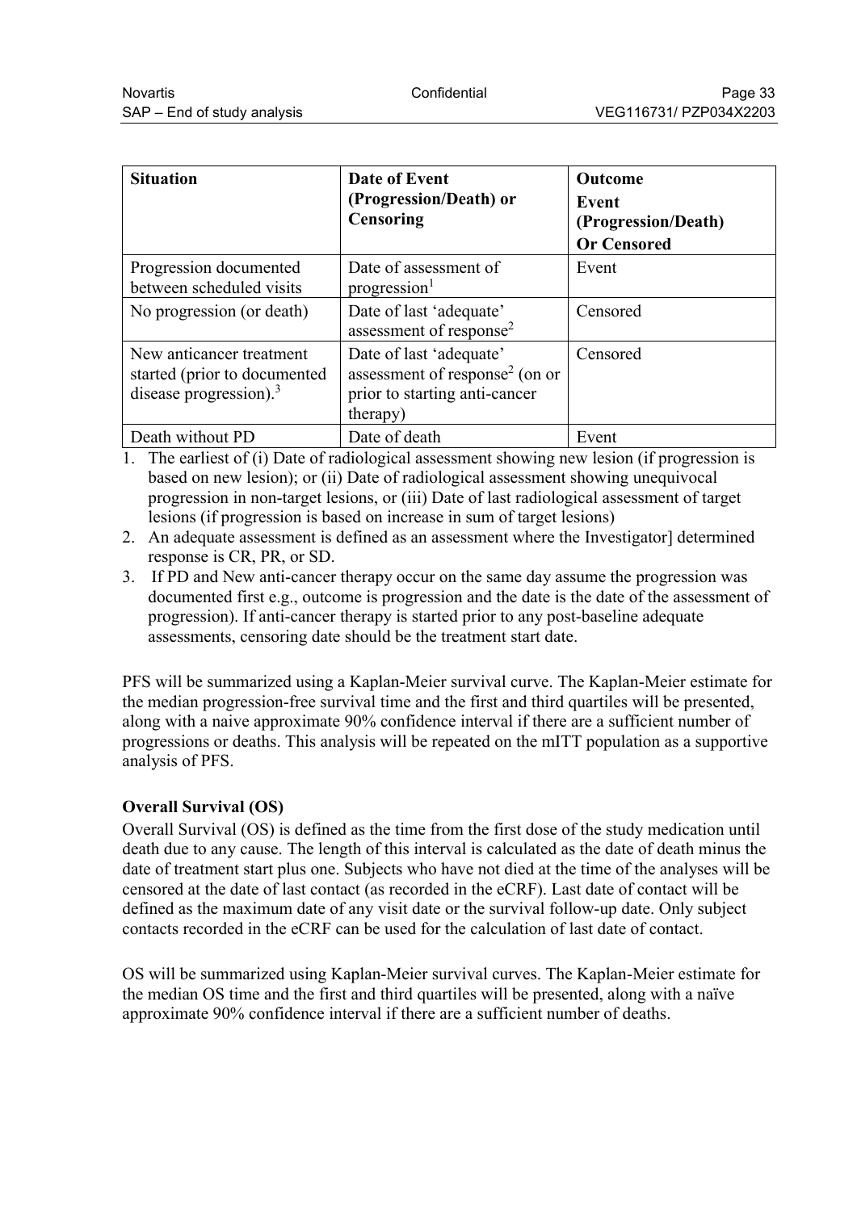| Situation | Date of Event (Progression/Death) or Censoring | Outcome Event (Progression/Death) Or Censored |
|---|---|---|
| Progression documented between scheduled visits | Date of assessment of progression[1] | Event |
| No progression (or death) | Date of last 'adequate' assessment of response[2] | Censored |
| New anticancer treatment started (prior to documented disease progression).[3] | Date of last 'adequate' assessment of response[2] (on or prior to starting anti-cancer therapy) | Censored |
| Death without PD | Date of death | Event |

1. The earliest of (i) Date of radiological assessment showing new lesion (if progression is based on new lesion); or (ii) Date of radiological assessment showing unequivocal progression in non-target lesions, or (iii) Date of last radiological assessment of target lesions (if progression is based on increase in sum of target lesions)
2. An adequate assessment is defined as an assessment where the Investigator] determined response is CR, PR, or SD.
3. If PD and New anti-cancer therapy occur on the same day assume the progression was documented first e.g., outcome is progression and the date is the date of the assessment of progression). If anti-cancer therapy is started prior to any post-baseline adequate assessments, censoring date should be the treatment start date.

PFS will be summarized using a Kaplan-Meier survival curve. The Kaplan-Meier estimate for the median progression-free survival time and the first and third quartiles will be presented, along with a naive approximate 90% confidence interval if there are a sufficient number of progressions or deaths. This analysis will be repeated on the mITT population as a supportive analysis of PFS.

**Overall Survival (OS)**

Overall Survival (OS) is defined as the time from the first dose of the study medication until death due to any cause. The length of this interval is calculated as the date of death minus the date of treatment start plus one. Subjects who have not died at the time of the analyses will be censored at the date of last contact (as recorded in the eCRF). Last date of contact will be defined as the maximum date of any visit date or the survival follow-up date. Only subject contacts recorded in the eCRF can be used for the calculation of last date of contact.

OS will be summarized using Kaplan-Meier survival curves. The Kaplan-Meier estimate for the median OS time and the first and third quartiles will be presented, along with a naïve approximate 90% confidence interval if there are a sufficient number of deaths.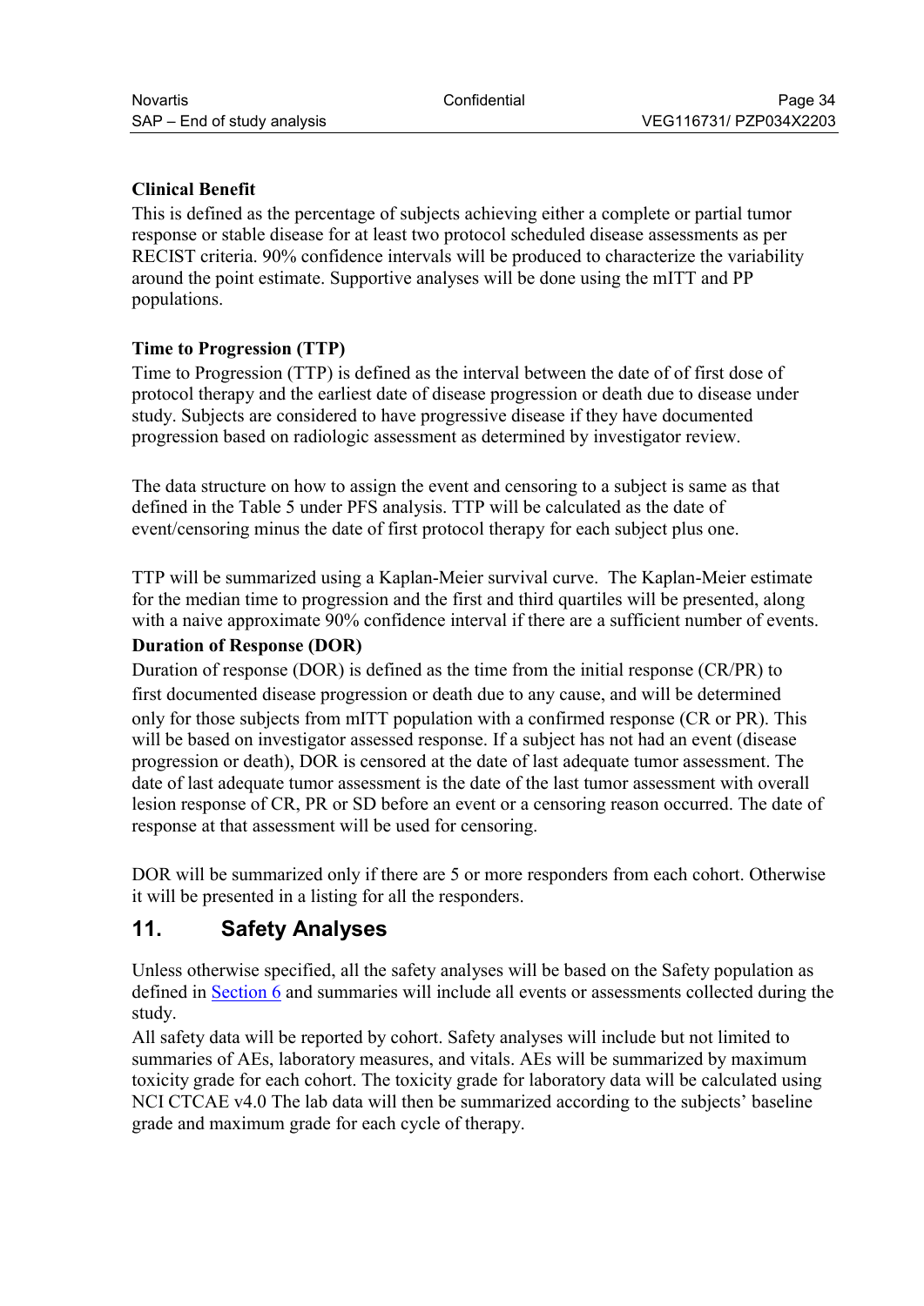**Clinical Benefit**

This is defined as the percentage of subjects achieving either a complete or partial tumor response or stable disease for at least two protocol scheduled disease assessments as per RECIST criteria. 90% confidence intervals will be produced to characterize the variability around the point estimate. Supportive analyses will be done using the mITT and PP populations.

**Time to Progression (TTP)**

Time to Progression (TTP) is defined as the interval between the date of of first dose of protocol therapy and the earliest date of disease progression or death due to disease under study. Subjects are considered to have progressive disease if they have documented progression based on radiologic assessment as determined by investigator review.

The data structure on how to assign the event and censoring to a subject is same as that defined in the Table 5 under PFS analysis. TTP will be calculated as the date of event/censoring minus the date of first protocol therapy for each subject plus one.

TTP will be summarized using a Kaplan-Meier survival curve. The Kaplan-Meier estimate for the median time to progression and the first and third quartiles will be presented, along with a naive approximate 90% confidence interval if there are a sufficient number of events.

**Duration of Response (DOR)**

Duration of response (DOR) is defined as the time from the initial response (CR/PR) to first documented disease progression or death due to any cause, and will be determined only for those subjects from mITT population with a confirmed response (CR or PR). This will be based on investigator assessed response. If a subject has not had an event (disease progression or death), DOR is censored at the date of last adequate tumor assessment. The date of last adequate tumor assessment is the date of the last tumor assessment with overall lesion response of CR, PR or SD before an event or a censoring reason occurred. The date of response at that assessment will be used for censoring.

DOR will be summarized only if there are 5 or more responders from each cohort. Otherwise it will be presented in a listing for all the responders.

## 11. Safety Analyses

Unless otherwise specified, all the safety analyses will be based on the Safety population as defined in Section 6 and summaries will include all events or assessments collected during the study.

All safety data will be reported by cohort. Safety analyses will include but not limited to summaries of AEs, laboratory measures, and vitals. AEs will be summarized by maximum toxicity grade for each cohort. The toxicity grade for laboratory data will be calculated using NCI CTCAE v4.0 The lab data will then be summarized according to the subjects' baseline grade and maximum grade for each cycle of therapy.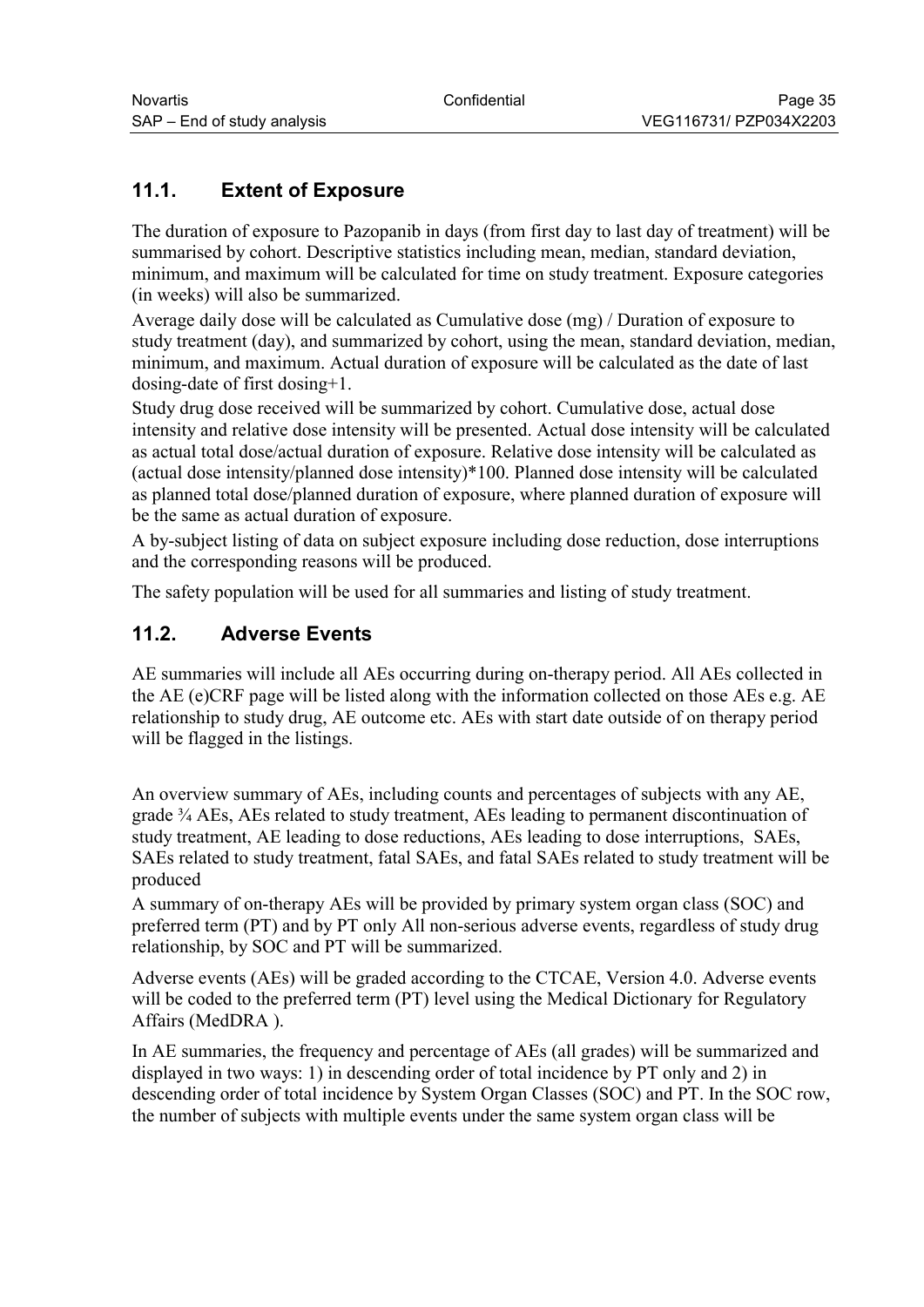## 11.1. Extent of Exposure

The duration of exposure to Pazopanib in days (from first day to last day of treatment) will be summarised by cohort. Descriptive statistics including mean, median, standard deviation, minimum, and maximum will be calculated for time on study treatment. Exposure categories (in weeks) will also be summarized.

Average daily dose will be calculated as Cumulative dose (mg) / Duration of exposure to study treatment (day), and summarized by cohort, using the mean, standard deviation, median, minimum, and maximum. Actual duration of exposure will be calculated as the date of last dosing-date of first dosing+1.

Study drug dose received will be summarized by cohort. Cumulative dose, actual dose intensity and relative dose intensity will be presented. Actual dose intensity will be calculated as actual total dose/actual duration of exposure. Relative dose intensity will be calculated as (actual dose intensity/planned dose intensity)*100. Planned dose intensity will be calculated as planned total dose/planned duration of exposure, where planned duration of exposure will be the same as actual duration of exposure.

A by-subject listing of data on subject exposure including dose reduction, dose interruptions and the corresponding reasons will be produced.

The safety population will be used for all summaries and listing of study treatment.

## 11.2. Adverse Events

AE summaries will include all AEs occurring during on-therapy period. All AEs collected in the AE (e)CRF page will be listed along with the information collected on those AEs e.g. AE relationship to study drug, AE outcome etc. AEs with start date outside of on therapy period will be flagged in the listings.

An overview summary of AEs, including counts and percentages of subjects with any AE, grade ¾ AEs, AEs related to study treatment, AEs leading to permanent discontinuation of study treatment, AE leading to dose reductions, AEs leading to dose interruptions, SAEs, SAEs related to study treatment, fatal SAEs, and fatal SAEs related to study treatment will be produced

A summary of on-therapy AEs will be provided by primary system organ class (SOC) and preferred term (PT) and by PT only All non-serious adverse events, regardless of study drug relationship, by SOC and PT will be summarized.

Adverse events (AEs) will be graded according to the CTCAE, Version 4.0. Adverse events will be coded to the preferred term (PT) level using the Medical Dictionary for Regulatory Affairs (MedDRA ).

In AE summaries, the frequency and percentage of AEs (all grades) will be summarized and displayed in two ways: 1) in descending order of total incidence by PT only and 2) in descending order of total incidence by System Organ Classes (SOC) and PT. In the SOC row, the number of subjects with multiple events under the same system organ class will be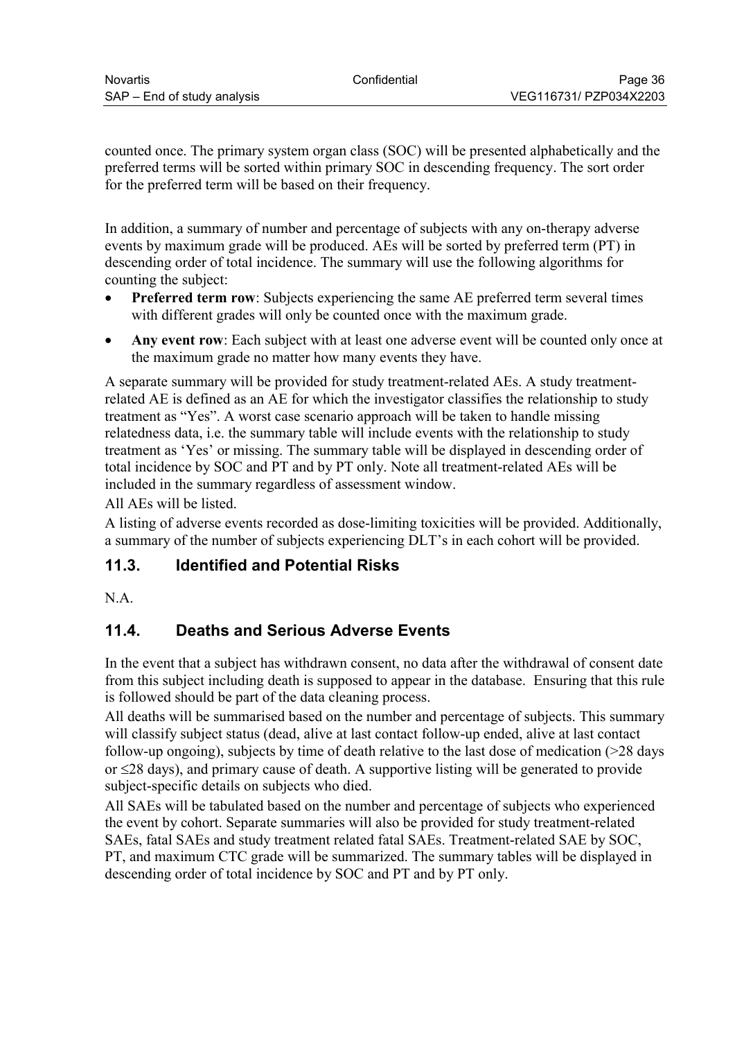counted once. The primary system organ class (SOC) will be presented alphabetically and the preferred terms will be sorted within primary SOC in descending frequency. The sort order for the preferred term will be based on their frequency.

In addition, a summary of number and percentage of subjects with any on-therapy adverse events by maximum grade will be produced. AEs will be sorted by preferred term (PT) in descending order of total incidence. The summary will use the following algorithms for counting the subject:

- **Preferred term row**: Subjects experiencing the same AE preferred term several times with different grades will only be counted once with the maximum grade.
- **Any event row**: Each subject with at least one adverse event will be counted only once at the maximum grade no matter how many events they have.

A separate summary will be provided for study treatment-related AEs. A study treatment-related AE is defined as an AE for which the investigator classifies the relationship to study treatment as "Yes". A worst case scenario approach will be taken to handle missing relatedness data, i.e. the summary table will include events with the relationship to study treatment as 'Yes' or missing. The summary table will be displayed in descending order of total incidence by SOC and PT and by PT only. Note all treatment-related AEs will be included in the summary regardless of assessment window.

All AEs will be listed.

A listing of adverse events recorded as dose-limiting toxicities will be provided. Additionally, a summary of the number of subjects experiencing DLT's in each cohort will be provided.

## 11.3. Identified and Potential Risks

N.A.

## 11.4. Deaths and Serious Adverse Events

In the event that a subject has withdrawn consent, no data after the withdrawal of consent date from this subject including death is supposed to appear in the database. Ensuring that this rule is followed should be part of the data cleaning process.

All deaths will be summarised based on the number and percentage of subjects. This summary will classify subject status (dead, alive at last contact follow-up ended, alive at last contact follow-up ongoing), subjects by time of death relative to the last dose of medication (>28 days or ≤28 days), and primary cause of death. A supportive listing will be generated to provide subject-specific details on subjects who died.

All SAEs will be tabulated based on the number and percentage of subjects who experienced the event by cohort. Separate summaries will also be provided for study treatment-related SAEs, fatal SAEs and study treatment related fatal SAEs. Treatment-related SAE by SOC, PT, and maximum CTC grade will be summarized. The summary tables will be displayed in descending order of total incidence by SOC and PT and by PT only.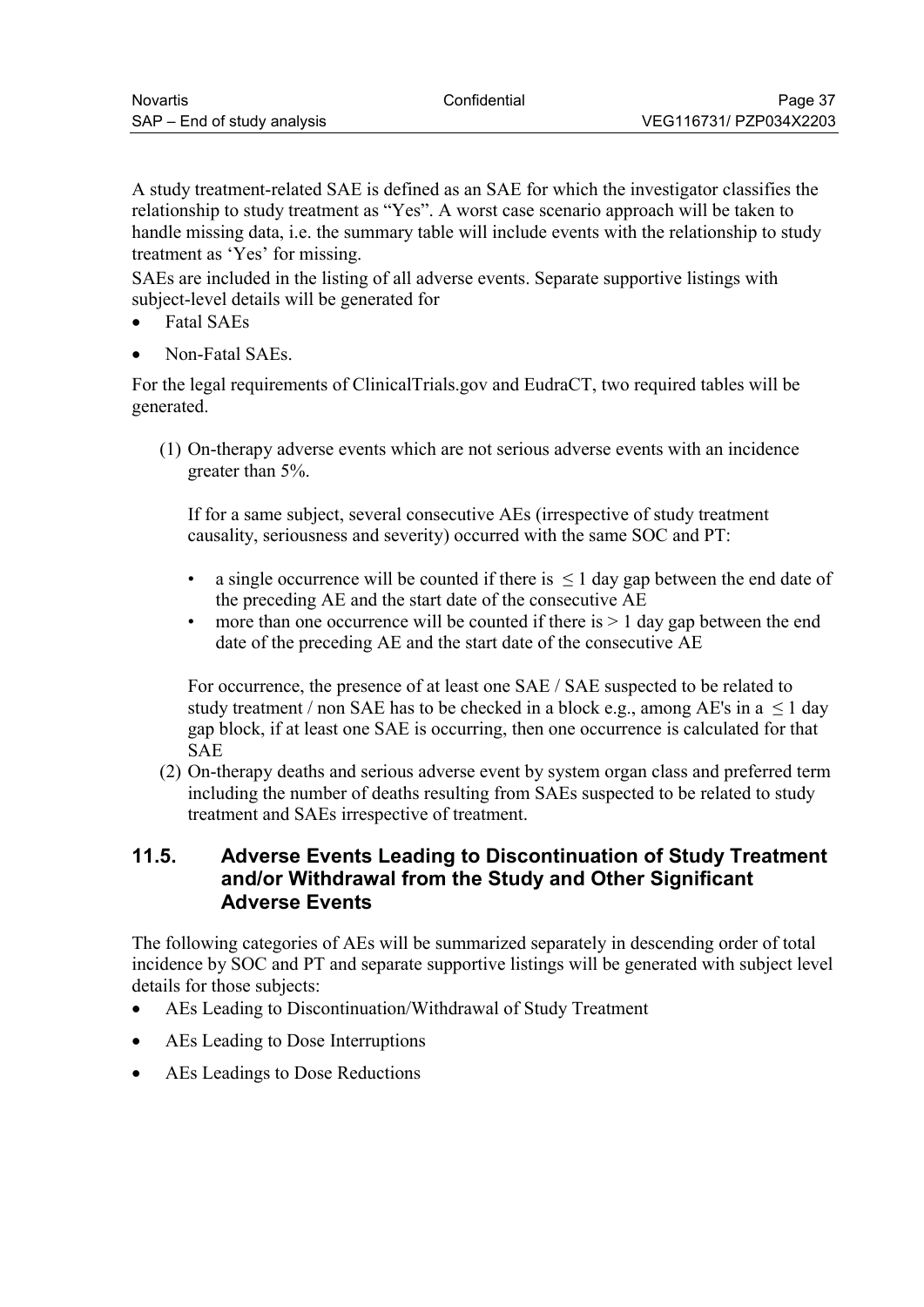A study treatment-related SAE is defined as an SAE for which the investigator classifies the relationship to study treatment as “Yes”. A worst case scenario approach will be taken to handle missing data, i.e. the summary table will include events with the relationship to study treatment as ‘Yes’ for missing.

SAEs are included in the listing of all adverse events. Separate supportive listings with subject-level details will be generated for

- Fatal SAEs
- Non-Fatal SAEs.

For the legal requirements of ClinicalTrials.gov and EudraCT, two required tables will be generated.

(1) On-therapy adverse events which are not serious adverse events with an incidence greater than 5%.

    If for a same subject, several consecutive AEs (irrespective of study treatment causality, seriousness and severity) occurred with the same SOC and PT:

    - a single occurrence will be counted if there is $\leq 1$ day gap between the end date of the preceding AE and the start date of the consecutive AE
    - more than one occurrence will be counted if there is $> 1$ day gap between the end date of the preceding AE and the start date of the consecutive AE

    For occurrence, the presence of at least one SAE / SAE suspected to be related to study treatment / non SAE has to be checked in a block e.g., among AE's in a $\leq 1$ day gap block, if at least one SAE is occurring, then one occurrence is calculated for that SAE

(2) On-therapy deaths and serious adverse event by system organ class and preferred term including the number of deaths resulting from SAEs suspected to be related to study treatment and SAEs irrespective of treatment.

## 11.5. Adverse Events Leading to Discontinuation of Study Treatment and/or Withdrawal from the Study and Other Significant Adverse Events

The following categories of AEs will be summarized separately in descending order of total incidence by SOC and PT and separate supportive listings will be generated with subject level details for those subjects:

- AEs Leading to Discontinuation/Withdrawal of Study Treatment
- AEs Leading to Dose Interruptions
- AEs Leadings to Dose Reductions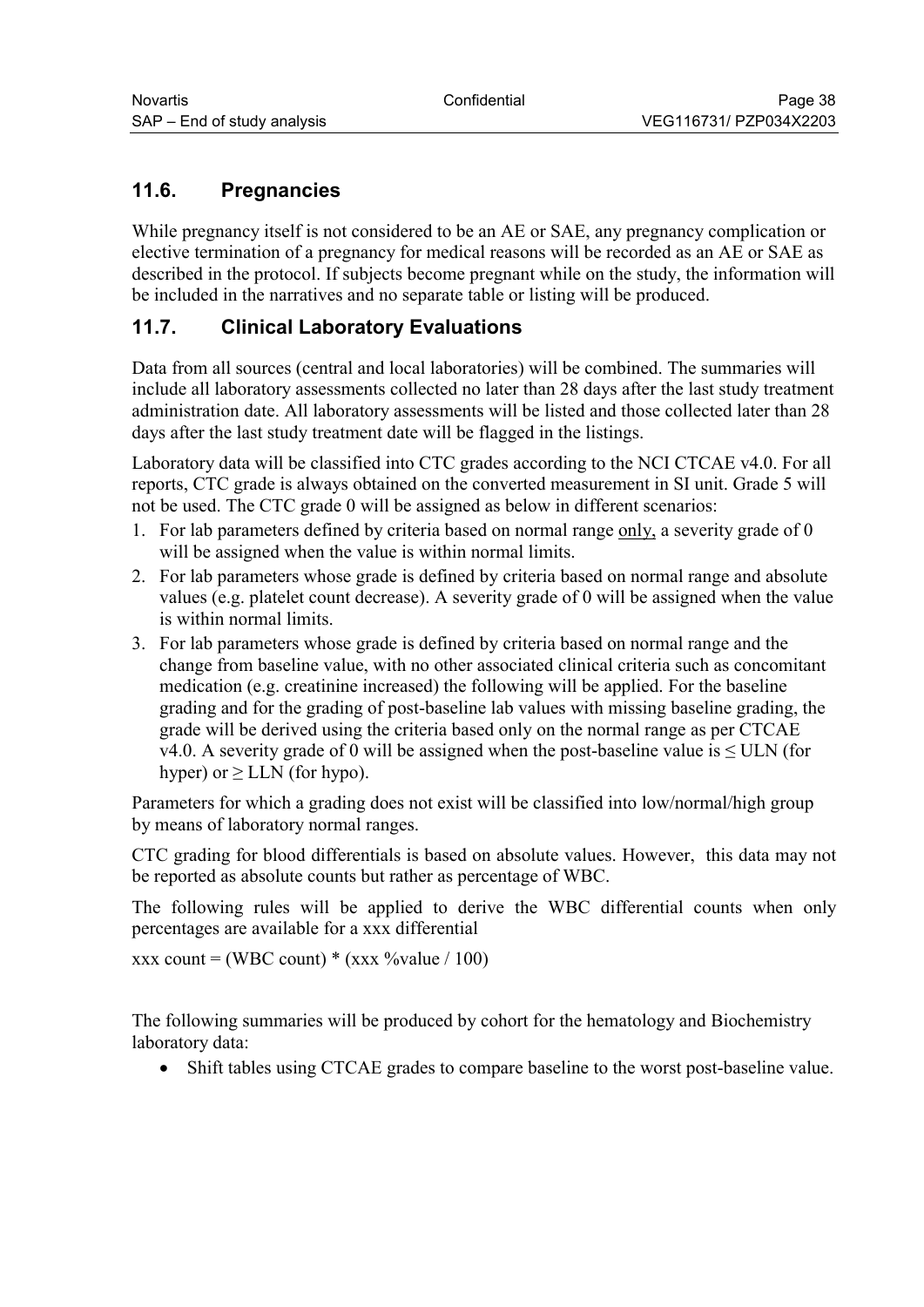## 11.6. Pregnancies

While pregnancy itself is not considered to be an AE or SAE, any pregnancy complication or elective termination of a pregnancy for medical reasons will be recorded as an AE or SAE as described in the protocol. If subjects become pregnant while on the study, the information will be included in the narratives and no separate table or listing will be produced.

## 11.7. Clinical Laboratory Evaluations

Data from all sources (central and local laboratories) will be combined. The summaries will include all laboratory assessments collected no later than 28 days after the last study treatment administration date. All laboratory assessments will be listed and those collected later than 28 days after the last study treatment date will be flagged in the listings.

Laboratory data will be classified into CTC grades according to the NCI CTCAE v4.0. For all reports, CTC grade is always obtained on the converted measurement in SI unit. Grade 5 will not be used. The CTC grade 0 will be assigned as below in different scenarios:

1. For lab parameters defined by criteria based on normal range only, a severity grade of 0 will be assigned when the value is within normal limits.
2. For lab parameters whose grade is defined by criteria based on normal range and absolute values (e.g. platelet count decrease). A severity grade of 0 will be assigned when the value is within normal limits.
3. For lab parameters whose grade is defined by criteria based on normal range and the change from baseline value, with no other associated clinical criteria such as concomitant medication (e.g. creatinine increased) the following will be applied. For the baseline grading and for the grading of post-baseline lab values with missing baseline grading, the grade will be derived using the criteria based only on the normal range as per CTCAE v4.0. A severity grade of 0 will be assigned when the post-baseline value is ≤ ULN (for hyper) or ≥ LLN (for hypo).

Parameters for which a grading does not exist will be classified into low/normal/high group by means of laboratory normal ranges.

CTC grading for blood differentials is based on absolute values. However, this data may not be reported as absolute counts but rather as percentage of WBC.

The following rules will be applied to derive the WBC differential counts when only percentages are available for a xxx differential

xxx count = (WBC count) * (xxx %value / 100)

The following summaries will be produced by cohort for the hematology and Biochemistry laboratory data:

- Shift tables using CTCAE grades to compare baseline to the worst post-baseline value.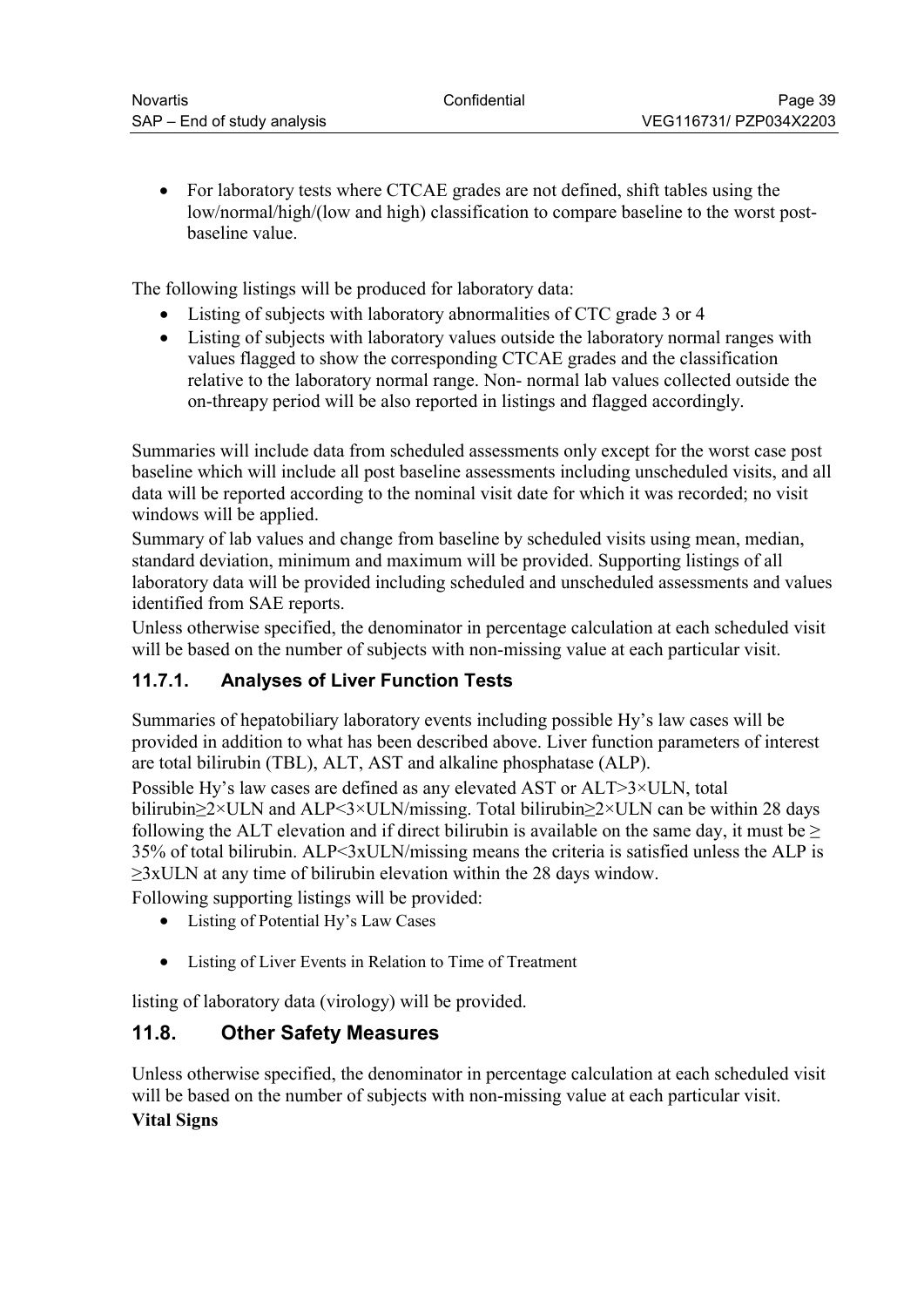- For laboratory tests where CTCAE grades are not defined, shift tables using the low/normal/high/(low and high) classification to compare baseline to the worst post-baseline value.

The following listings will be produced for laboratory data:

- Listing of subjects with laboratory abnormalities of CTC grade 3 or 4
- Listing of subjects with laboratory values outside the laboratory normal ranges with values flagged to show the corresponding CTCAE grades and the classification relative to the laboratory normal range. Non- normal lab values collected outside the on-threapy period will be also reported in listings and flagged accordingly.

Summaries will include data from scheduled assessments only except for the worst case post baseline which will include all post baseline assessments including unscheduled visits, and all data will be reported according to the nominal visit date for which it was recorded; no visit windows will be applied.

Summary of lab values and change from baseline by scheduled visits using mean, median, standard deviation, minimum and maximum will be provided. Supporting listings of all laboratory data will be provided including scheduled and unscheduled assessments and values identified from SAE reports.

Unless otherwise specified, the denominator in percentage calculation at each scheduled visit will be based on the number of subjects with non-missing value at each particular visit.

### 11.7.1. Analyses of Liver Function Tests

Summaries of hepatobiliary laboratory events including possible Hy's law cases will be provided in addition to what has been described above. Liver function parameters of interest are total bilirubin (TBL), ALT, AST and alkaline phosphatase (ALP).

Possible Hy's law cases are defined as any elevated AST or ALT>3×ULN, total bilirubin≥2×ULN and ALP<3×ULN/missing. Total bilirubin≥2×ULN can be within 28 days following the ALT elevation and if direct bilirubin is available on the same day, it must be ≥ 35% of total bilirubin. ALP<3xULN/missing means the criteria is satisfied unless the ALP is ≥3xULN at any time of bilirubin elevation within the 28 days window.

Following supporting listings will be provided:

- Listing of Potential Hy's Law Cases
- Listing of Liver Events in Relation to Time of Treatment

listing of laboratory data (virology) will be provided.

## 11.8. Other Safety Measures

Unless otherwise specified, the denominator in percentage calculation at each scheduled visit will be based on the number of subjects with non-missing value at each particular visit.

**Vital Signs**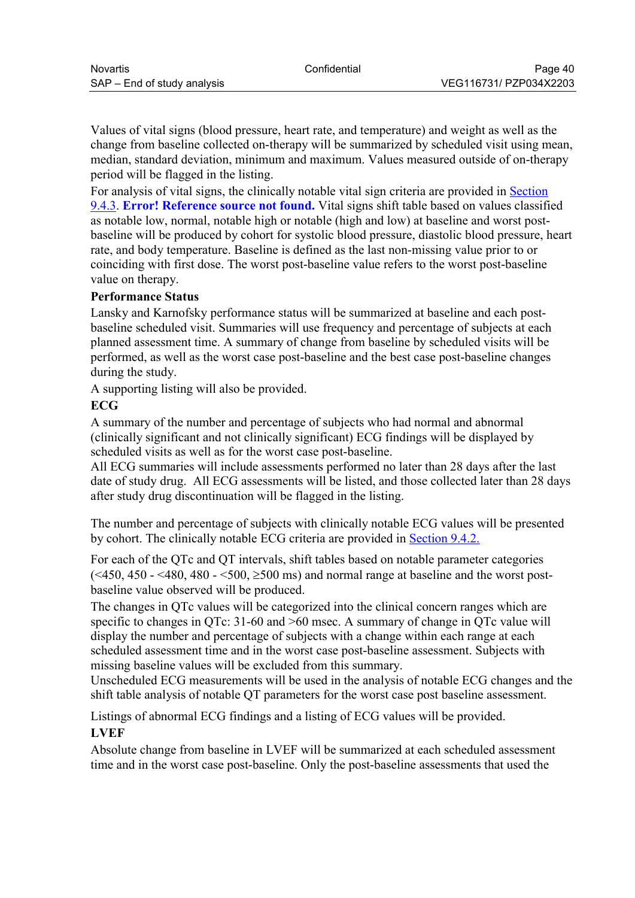Values of vital signs (blood pressure, heart rate, and temperature) and weight as well as the change from baseline collected on-therapy will be summarized by scheduled visit using mean, median, standard deviation, minimum and maximum. Values measured outside of on-therapy period will be flagged in the listing.

For analysis of vital signs, the clinically notable vital sign criteria are provided in Section 9.4.3. **Error! Reference source not found.** Vital signs shift table based on values classified as notable low, normal, notable high or notable (high and low) at baseline and worst post-baseline will be produced by cohort for systolic blood pressure, diastolic blood pressure, heart rate, and body temperature. Baseline is defined as the last non-missing value prior to or coinciding with first dose. The worst post-baseline value refers to the worst post-baseline value on therapy.

**Performance Status**

Lansky and Karnofsky performance status will be summarized at baseline and each post-baseline scheduled visit. Summaries will use frequency and percentage of subjects at each planned assessment time. A summary of change from baseline by scheduled visits will be performed, as well as the worst case post-baseline and the best case post-baseline changes during the study.

A supporting listing will also be provided.

**ECG**

A summary of the number and percentage of subjects who had normal and abnormal (clinically significant and not clinically significant) ECG findings will be displayed by scheduled visits as well as for the worst case post-baseline.

All ECG summaries will include assessments performed no later than 28 days after the last date of study drug. All ECG assessments will be listed, and those collected later than 28 days after study drug discontinuation will be flagged in the listing.

The number and percentage of subjects with clinically notable ECG values will be presented by cohort. The clinically notable ECG criteria are provided in Section 9.4.2.

For each of the QTc and QT intervals, shift tables based on notable parameter categories (<450, 450 - <480, 480 - <500, ≥500 ms) and normal range at baseline and the worst post-baseline value observed will be produced.

The changes in QTc values will be categorized into the clinical concern ranges which are specific to changes in QTc: 31-60 and >60 msec. A summary of change in QTc value will display the number and percentage of subjects with a change within each range at each scheduled assessment time and in the worst case post-baseline assessment. Subjects with missing baseline values will be excluded from this summary.

Unscheduled ECG measurements will be used in the analysis of notable ECG changes and the shift table analysis of notable QT parameters for the worst case post baseline assessment.

Listings of abnormal ECG findings and a listing of ECG values will be provided.

**LVEF**

Absolute change from baseline in LVEF will be summarized at each scheduled assessment time and in the worst case post-baseline. Only the post-baseline assessments that used the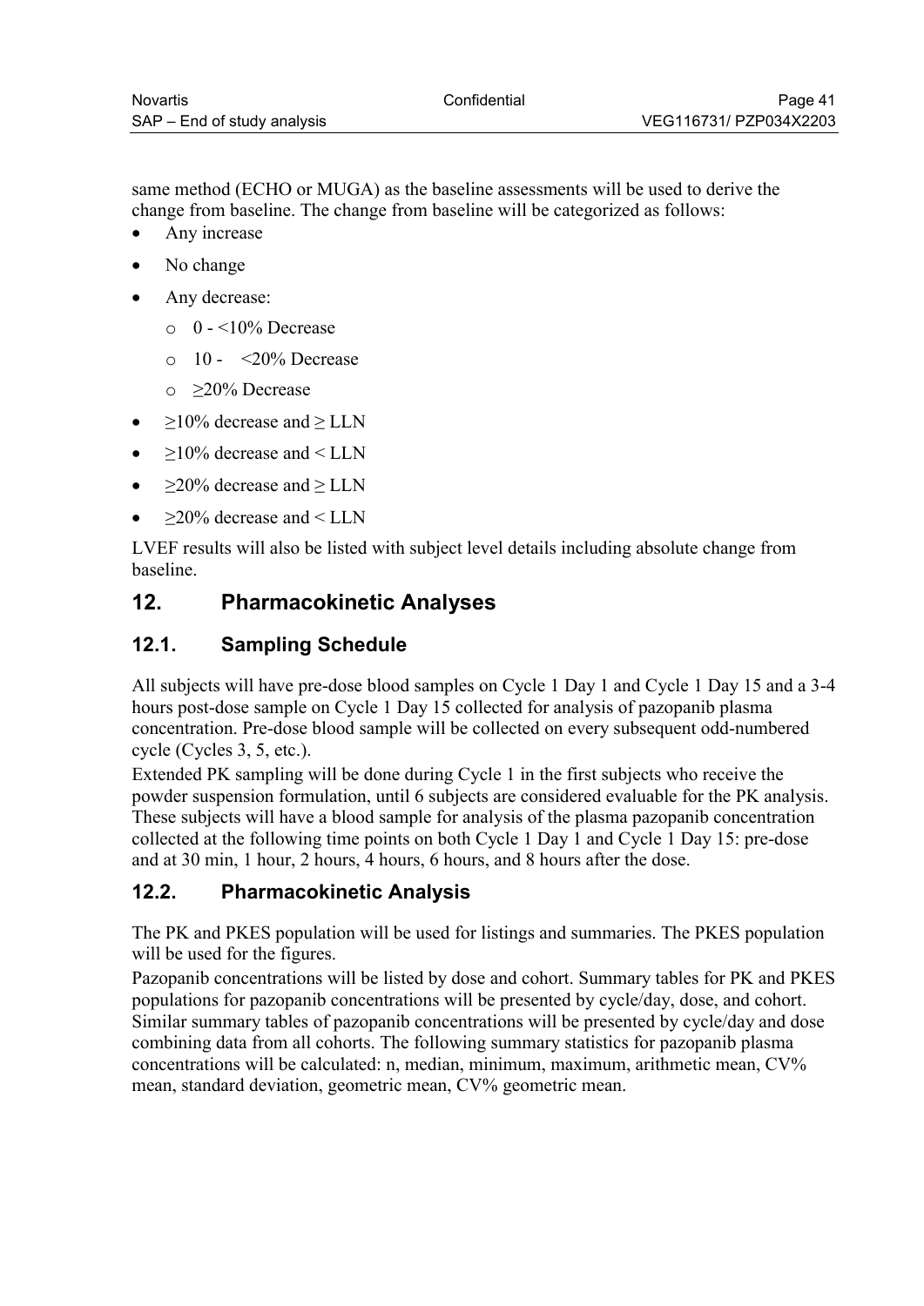same method (ECHO or MUGA) as the baseline assessments will be used to derive the change from baseline. The change from baseline will be categorized as follows:

- Any increase
- No change
- Any decrease:
    - 0 - <10% Decrease
    - 10 - <20% Decrease
    - ≥20% Decrease
- ≥10% decrease and ≥ LLN
- ≥10% decrease and < LLN
- ≥20% decrease and ≥ LLN
- ≥20% decrease and < LLN

LVEF results will also be listed with subject level details including absolute change from baseline.

# 12. Pharmacokinetic Analyses

## 12.1. Sampling Schedule

All subjects will have pre-dose blood samples on Cycle 1 Day 1 and Cycle 1 Day 15 and a 3-4 hours post-dose sample on Cycle 1 Day 15 collected for analysis of pazopanib plasma concentration. Pre-dose blood sample will be collected on every subsequent odd-numbered cycle (Cycles 3, 5, etc.).

Extended PK sampling will be done during Cycle 1 in the first subjects who receive the powder suspension formulation, until 6 subjects are considered evaluable for the PK analysis. These subjects will have a blood sample for analysis of the plasma pazopanib concentration collected at the following time points on both Cycle 1 Day 1 and Cycle 1 Day 15: pre-dose and at 30 min, 1 hour, 2 hours, 4 hours, 6 hours, and 8 hours after the dose.

## 12.2. Pharmacokinetic Analysis

The PK and PKES population will be used for listings and summaries. The PKES population will be used for the figures.

Pazopanib concentrations will be listed by dose and cohort. Summary tables for PK and PKES populations for pazopanib concentrations will be presented by cycle/day, dose, and cohort. Similar summary tables of pazopanib concentrations will be presented by cycle/day and dose combining data from all cohorts. The following summary statistics for pazopanib plasma concentrations will be calculated: n, median, minimum, maximum, arithmetic mean, CV% mean, standard deviation, geometric mean, CV% geometric mean.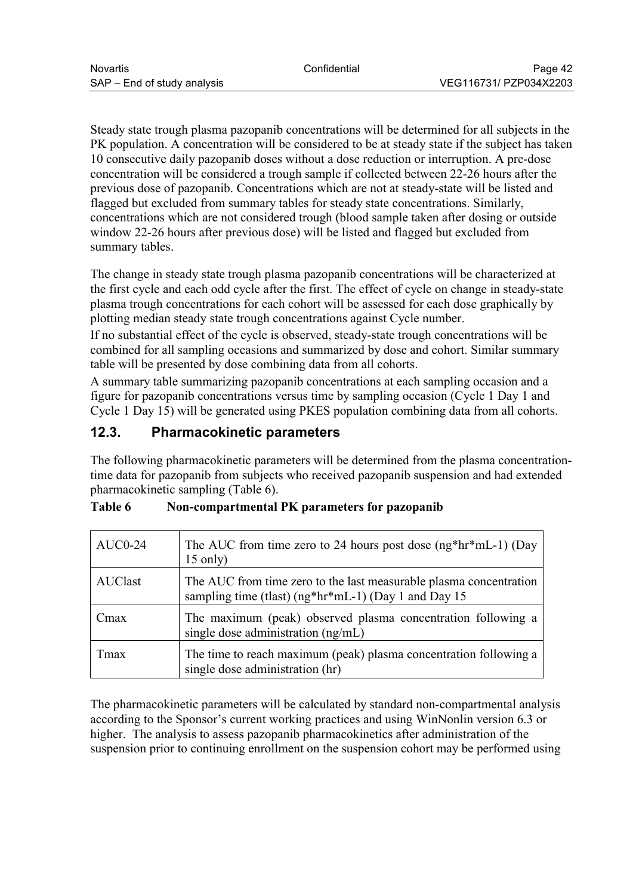Steady state trough plasma pazopanib concentrations will be determined for all subjects in the PK population. A concentration will be considered to be at steady state if the subject has taken 10 consecutive daily pazopanib doses without a dose reduction or interruption. A pre-dose concentration will be considered a trough sample if collected between 22-26 hours after the previous dose of pazopanib. Concentrations which are not at steady-state will be listed and flagged but excluded from summary tables for steady state concentrations. Similarly, concentrations which are not considered trough (blood sample taken after dosing or outside window 22-26 hours after previous dose) will be listed and flagged but excluded from summary tables.

The change in steady state trough plasma pazopanib concentrations will be characterized at the first cycle and each odd cycle after the first. The effect of cycle on change in steady-state plasma trough concentrations for each cohort will be assessed for each dose graphically by plotting median steady state trough concentrations against Cycle number.

If no substantial effect of the cycle is observed, steady-state trough concentrations will be combined for all sampling occasions and summarized by dose and cohort. Similar summary table will be presented by dose combining data from all cohorts.

A summary table summarizing pazopanib concentrations at each sampling occasion and a figure for pazopanib concentrations versus time by sampling occasion (Cycle 1 Day 1 and Cycle 1 Day 15) will be generated using PKES population combining data from all cohorts.

## 12.3. Pharmacokinetic parameters

The following pharmacokinetic parameters will be determined from the plasma concentration-time data for pazopanib from subjects who received pazopanib suspension and had extended pharmacokinetic sampling (Table 6).

**Table 6 Non-compartmental PK parameters for pazopanib**

| | |
|---|---|
| AUC0-24 | The AUC from time zero to 24 hours post dose (ng*hr*mL-1) (Day 15 only) |
| AUClast | The AUC from time zero to the last measurable plasma concentration sampling time (tlast) (ng*hr*mL-1) (Day 1 and Day 15 |
| Cmax | The maximum (peak) observed plasma concentration following a single dose administration (ng/mL) |
| Tmax | The time to reach maximum (peak) plasma concentration following a single dose administration (hr) |

The pharmacokinetic parameters will be calculated by standard non-compartmental analysis according to the Sponsor's current working practices and using WinNonlin version 6.3 or higher. The analysis to assess pazopanib pharmacokinetics after administration of the suspension prior to continuing enrollment on the suspension cohort may be performed using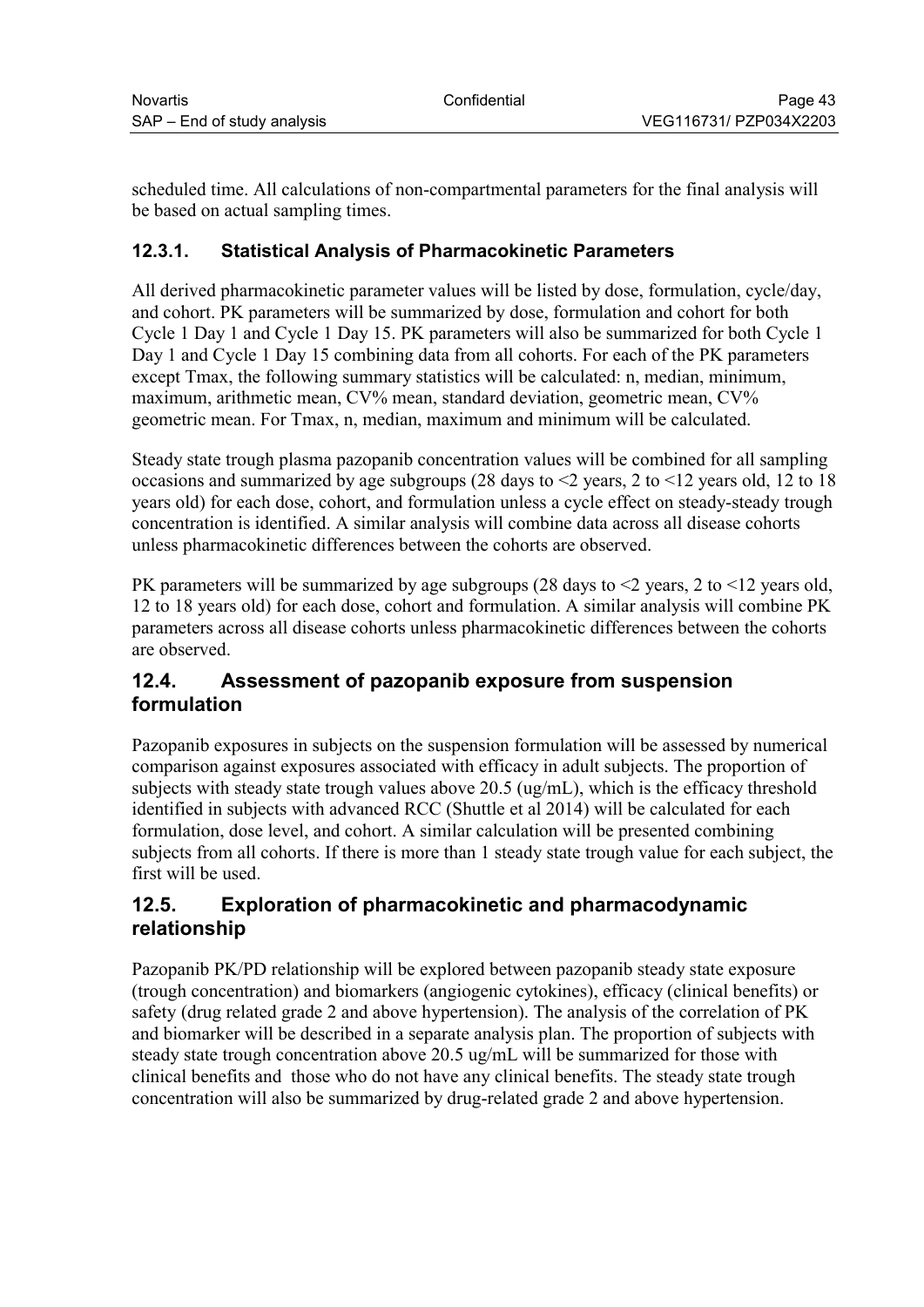scheduled time. All calculations of non-compartmental parameters for the final analysis will be based on actual sampling times.

### 12.3.1. Statistical Analysis of Pharmacokinetic Parameters

All derived pharmacokinetic parameter values will be listed by dose, formulation, cycle/day, and cohort. PK parameters will be summarized by dose, formulation and cohort for both Cycle 1 Day 1 and Cycle 1 Day 15. PK parameters will also be summarized for both Cycle 1 Day 1 and Cycle 1 Day 15 combining data from all cohorts. For each of the PK parameters except Tmax, the following summary statistics will be calculated: n, median, minimum, maximum, arithmetic mean, CV% mean, standard deviation, geometric mean, CV% geometric mean. For Tmax, n, median, maximum and minimum will be calculated.

Steady state trough plasma pazopanib concentration values will be combined for all sampling occasions and summarized by age subgroups (28 days to <2 years, 2 to <12 years old, 12 to 18 years old) for each dose, cohort, and formulation unless a cycle effect on steady-steady trough concentration is identified. A similar analysis will combine data across all disease cohorts unless pharmacokinetic differences between the cohorts are observed.

PK parameters will be summarized by age subgroups (28 days to <2 years, 2 to <12 years old, 12 to 18 years old) for each dose, cohort and formulation. A similar analysis will combine PK parameters across all disease cohorts unless pharmacokinetic differences between the cohorts are observed.

## 12.4. Assessment of pazopanib exposure from suspension formulation

Pazopanib exposures in subjects on the suspension formulation will be assessed by numerical comparison against exposures associated with efficacy in adult subjects. The proportion of subjects with steady state trough values above 20.5 (ug/mL), which is the efficacy threshold identified in subjects with advanced RCC (Shuttle et al 2014) will be calculated for each formulation, dose level, and cohort. A similar calculation will be presented combining subjects from all cohorts. If there is more than 1 steady state trough value for each subject, the first will be used.

## 12.5. Exploration of pharmacokinetic and pharmacodynamic relationship

Pazopanib PK/PD relationship will be explored between pazopanib steady state exposure (trough concentration) and biomarkers (angiogenic cytokines), efficacy (clinical benefits) or safety (drug related grade 2 and above hypertension). The analysis of the correlation of PK and biomarker will be described in a separate analysis plan. The proportion of subjects with steady state trough concentration above 20.5 ug/mL will be summarized for those with clinical benefits and those who do not have any clinical benefits. The steady state trough concentration will also be summarized by drug-related grade 2 and above hypertension.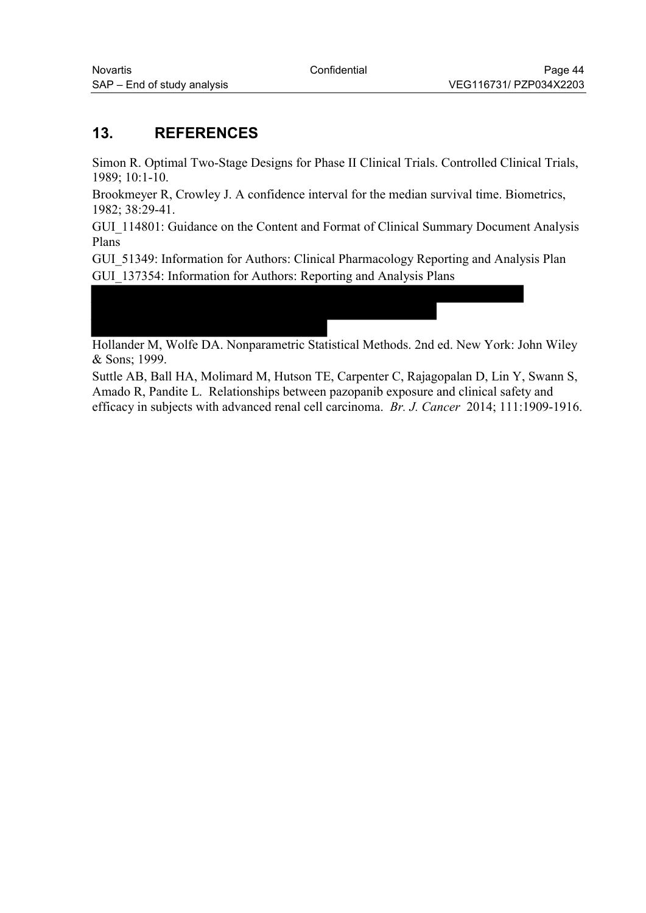# 13. REFERENCES

Simon R. Optimal Two-Stage Designs for Phase II Clinical Trials. Controlled Clinical Trials, 1989; 10:1-10.

Brookmeyer R, Crowley J. A confidence interval for the median survival time. Biometrics, 1982; 38:29-41.

GUI_114801: Guidance on the Content and Format of Clinical Summary Document Analysis Plans

GUI_51349: Information for Authors: Clinical Pharmacology Reporting and Analysis Plan

GUI_137354: Information for Authors: Reporting and Analysis Plans

Hollander M, Wolfe DA. Nonparametric Statistical Methods. 2nd ed. New York: John Wiley & Sons; 1999.

Suttle AB, Ball HA, Molimard M, Hutson TE, Carpenter C, Rajagopalan D, Lin Y, Swann S, Amado R, Pandite L. Relationships between pazopanib exposure and clinical safety and efficacy in subjects with advanced renal cell carcinoma. *Br. J. Cancer* 2014; 111:1909-1916.